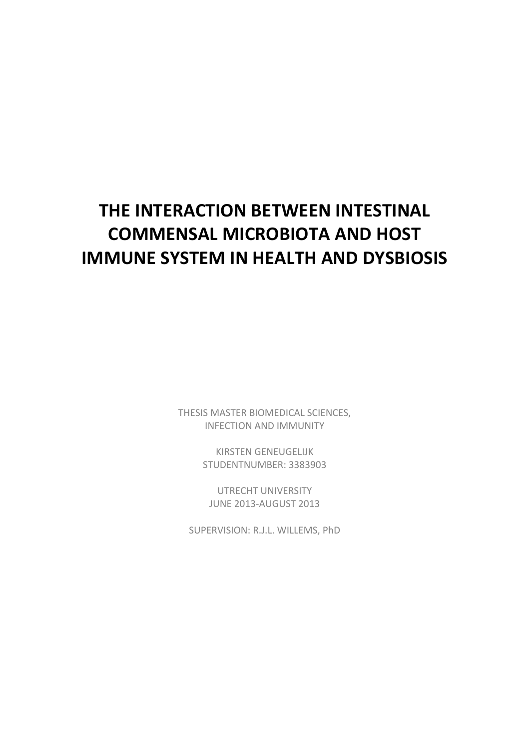# THE INTERACTION BETWEEN INTESTINAL COMMENSAL MICROBIOTA AND HOST IMMUNE SYSTEM IN HEALTH AND DYSBIOSIS

THESIS MASTER BIOMEDICAL SCIENCES,
INFECTION AND IMMUNITY

KIRSTEN GENEUGELIJK
STUDENTNUMBER: 3383903

UTRECHT UNIVERSITY
JUNE 2013-AUGUST 2013

SUPERVISION: R.J.L. WILLEMS, PhD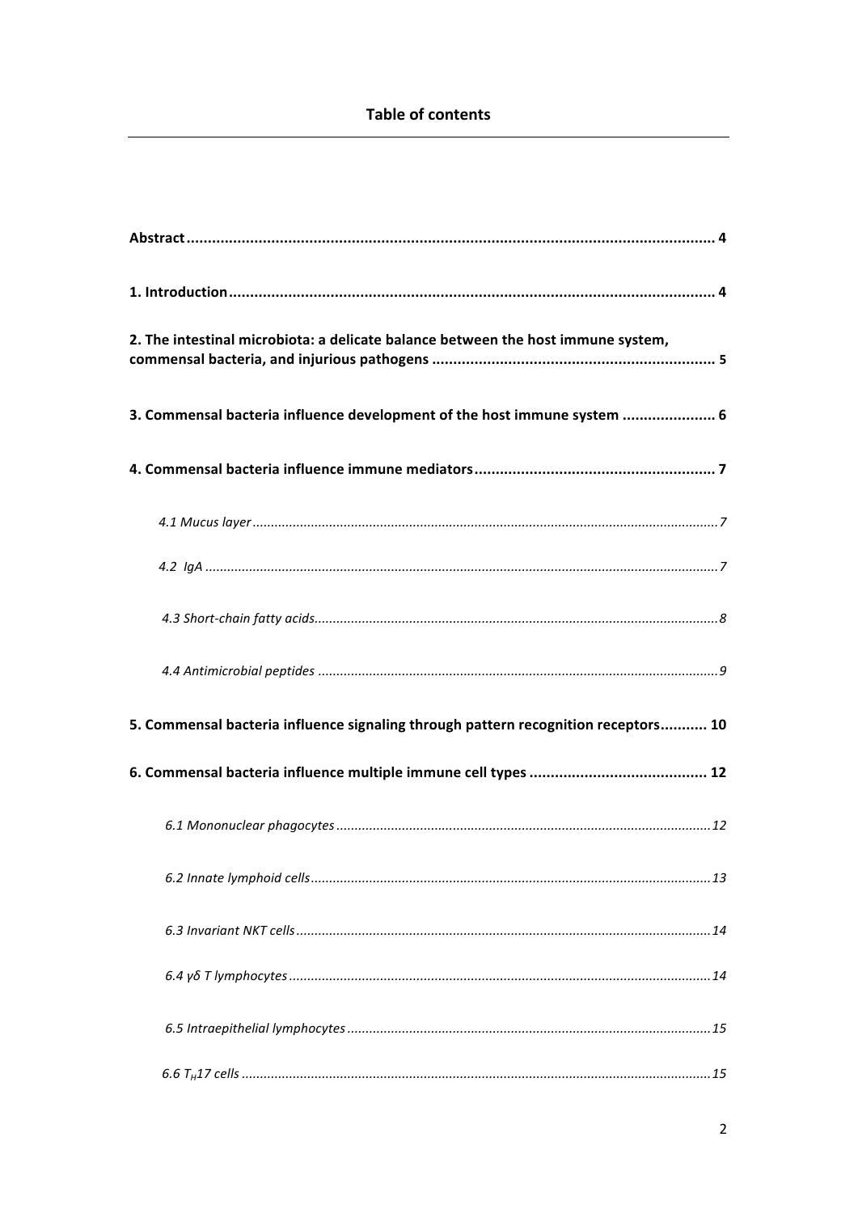## Table of contents

**Abstract** ........................................................................................................................ **4**

**1. Introduction** .................................................................................................................. **4**

**2. The intestinal microbiota: a delicate balance between the host immune system, commensal bacteria, and injurious pathogens** .................................................................. **5**

**3. Commensal bacteria influence development of the host immune system** ...................... **6**

**4. Commensal bacteria influence immune mediators** ......................................................... **7**

*4.1 Mucus layer* .................................................................................................................. *7*

*4.2 IgA* ............................................................................................................................... *7*

*4.3 Short-chain fatty acids* .................................................................................................. *8*

*4.4 Antimicrobial peptides* .................................................................................................. *9*

**5. Commensal bacteria influence signaling through pattern recognition receptors** ........... **10**

**6. Commensal bacteria influence multiple immune cell types** .......................................... **12**

*6.1 Mononuclear phagocytes* ............................................................................................ *12*

*6.2 Innate lymphoid cells* .................................................................................................. *13*

*6.3 Invariant NKT cells* ..................................................................................................... *14*

*6.4 γδ T lymphocytes* ....................................................................................................... *14*

*6.5 Intraepithelial lymphocytes* ......................................................................................... *15*

*6.6 $T_H$17 cells* ..................................................................................................................... *15*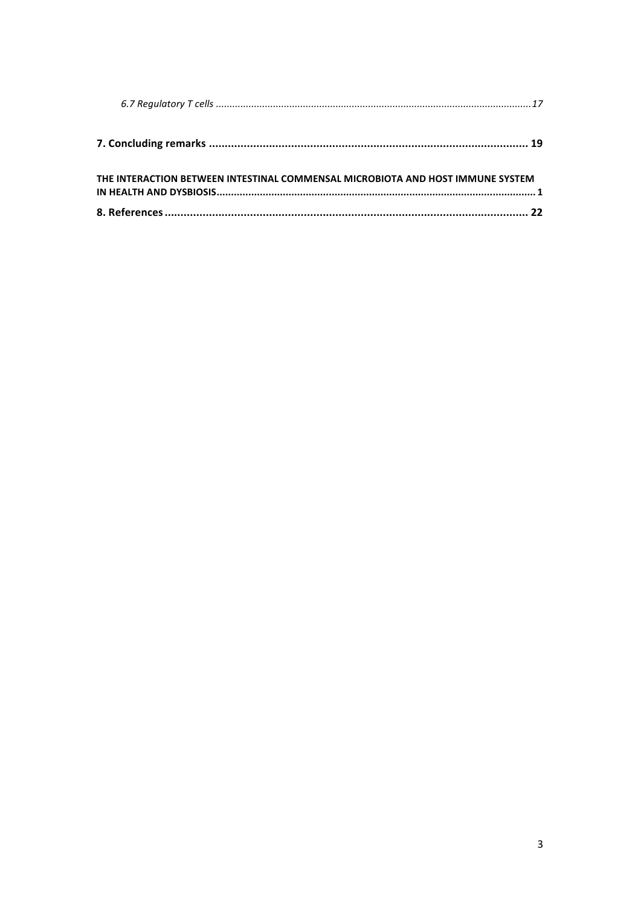*6.7 Regulatory T cells ..................................................................................................................... 17*

**7. Concluding remarks .................................................................................................... 19**

**THE INTERACTION BETWEEN INTESTINAL COMMENSAL MICROBIOTA AND HOST IMMUNE SYSTEM IN HEALTH AND DYSBIOSIS................................................................................................................ 1**

**8. References ................................................................................................................... 22**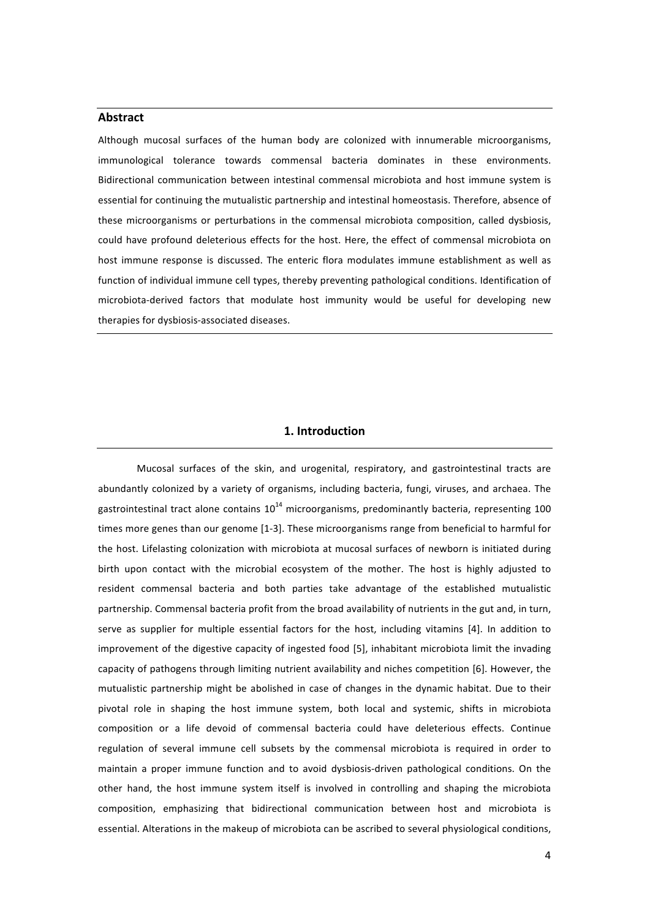## Abstract

Although mucosal surfaces of the human body are colonized with innumerable microorganisms, immunological tolerance towards commensal bacteria dominates in these environments. Bidirectional communication between intestinal commensal microbiota and host immune system is essential for continuing the mutualistic partnership and intestinal homeostasis. Therefore, absence of these microorganisms or perturbations in the commensal microbiota composition, called dysbiosis, could have profound deleterious effects for the host. Here, the effect of commensal microbiota on host immune response is discussed. The enteric flora modulates immune establishment as well as function of individual immune cell types, thereby preventing pathological conditions. Identification of microbiota-derived factors that modulate host immunity would be useful for developing new therapies for dysbiosis-associated diseases.

# 1. Introduction

Mucosal surfaces of the skin, and urogenital, respiratory, and gastrointestinal tracts are abundantly colonized by a variety of organisms, including bacteria, fungi, viruses, and archaea. The gastrointestinal tract alone contains $10^{14}$ microorganisms, predominantly bacteria, representing 100 times more genes than our genome [1-3]. These microorganisms range from beneficial to harmful for the host. Lifelasting colonization with microbiota at mucosal surfaces of newborn is initiated during birth upon contact with the microbial ecosystem of the mother. The host is highly adjusted to resident commensal bacteria and both parties take advantage of the established mutualistic partnership. Commensal bacteria profit from the broad availability of nutrients in the gut and, in turn, serve as supplier for multiple essential factors for the host, including vitamins [4]. In addition to improvement of the digestive capacity of ingested food [5], inhabitant microbiota limit the invading capacity of pathogens through limiting nutrient availability and niches competition [6]. However, the mutualistic partnership might be abolished in case of changes in the dynamic habitat. Due to their pivotal role in shaping the host immune system, both local and systemic, shifts in microbiota composition or a life devoid of commensal bacteria could have deleterious effects. Continue regulation of several immune cell subsets by the commensal microbiota is required in order to maintain a proper immune function and to avoid dysbiosis-driven pathological conditions. On the other hand, the host immune system itself is involved in controlling and shaping the microbiota composition, emphasizing that bidirectional communication between host and microbiota is essential. Alterations in the makeup of microbiota can be ascribed to several physiological conditions,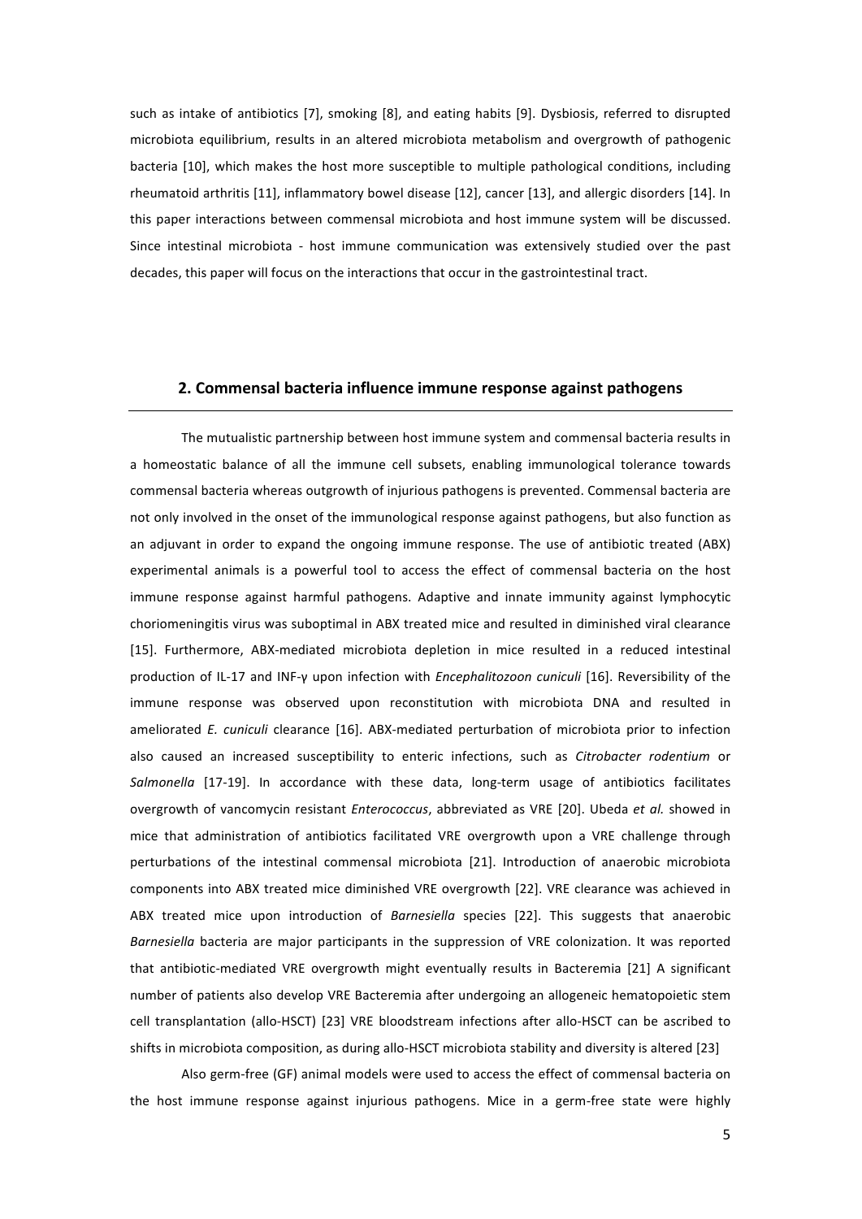such as intake of antibiotics [7], smoking [8], and eating habits [9]. Dysbiosis, referred to disrupted microbiota equilibrium, results in an altered microbiota metabolism and overgrowth of pathogenic bacteria [10], which makes the host more susceptible to multiple pathological conditions, including rheumatoid arthritis [11], inflammatory bowel disease [12], cancer [13], and allergic disorders [14]. In this paper interactions between commensal microbiota and host immune system will be discussed. Since intestinal microbiota - host immune communication was extensively studied over the past decades, this paper will focus on the interactions that occur in the gastrointestinal tract.

## 2. Commensal bacteria influence immune response against pathogens

The mutualistic partnership between host immune system and commensal bacteria results in a homeostatic balance of all the immune cell subsets, enabling immunological tolerance towards commensal bacteria whereas outgrowth of injurious pathogens is prevented. Commensal bacteria are not only involved in the onset of the immunological response against pathogens, but also function as an adjuvant in order to expand the ongoing immune response. The use of antibiotic treated (ABX) experimental animals is a powerful tool to access the effect of commensal bacteria on the host immune response against harmful pathogens. Adaptive and innate immunity against lymphocytic choriomeningitis virus was suboptimal in ABX treated mice and resulted in diminished viral clearance [15]. Furthermore, ABX-mediated microbiota depletion in mice resulted in a reduced intestinal production of IL-17 and INF-γ upon infection with *Encephalitozoon cuniculi* [16]. Reversibility of the immune response was observed upon reconstitution with microbiota DNA and resulted in ameliorated *E. cuniculi* clearance [16]. ABX-mediated perturbation of microbiota prior to infection also caused an increased susceptibility to enteric infections, such as *Citrobacter rodentium* or *Salmonella* [17-19]. In accordance with these data, long-term usage of antibiotics facilitates overgrowth of vancomycin resistant *Enterococcus*, abbreviated as VRE [20]. Ubeda *et al.* showed in mice that administration of antibiotics facilitated VRE overgrowth upon a VRE challenge through perturbations of the intestinal commensal microbiota [21]. Introduction of anaerobic microbiota components into ABX treated mice diminished VRE overgrowth [22]. VRE clearance was achieved in ABX treated mice upon introduction of *Barnesiella* species [22]. This suggests that anaerobic *Barnesiella* bacteria are major participants in the suppression of VRE colonization. It was reported that antibiotic-mediated VRE overgrowth might eventually results in Bacteremia [21] A significant number of patients also develop VRE Bacteremia after undergoing an allogeneic hematopoietic stem cell transplantation (allo-HSCT) [23] VRE bloodstream infections after allo-HSCT can be ascribed to shifts in microbiota composition, as during allo-HSCT microbiota stability and diversity is altered [23]

Also germ-free (GF) animal models were used to access the effect of commensal bacteria on the host immune response against injurious pathogens. Mice in a germ-free state were highly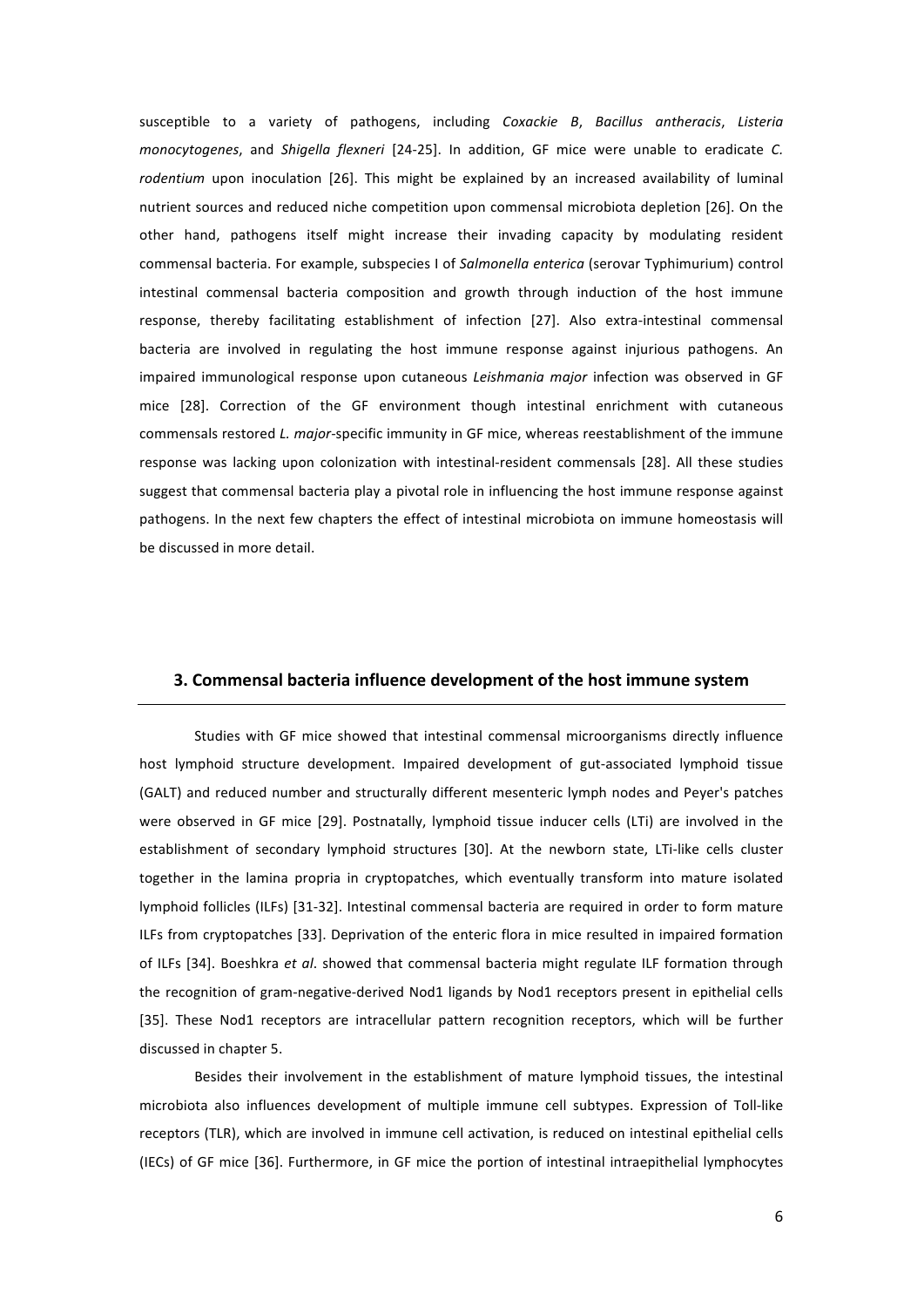susceptible to a variety of pathogens, including *Coxackie B*, *Bacillus antheracis*, *Listeria monocytogenes*, and *Shigella flexneri* [24-25]. In addition, GF mice were unable to eradicate *C. rodentium* upon inoculation [26]. This might be explained by an increased availability of luminal nutrient sources and reduced niche competition upon commensal microbiota depletion [26]. On the other hand, pathogens itself might increase their invading capacity by modulating resident commensal bacteria. For example, subspecies I of *Salmonella enterica* (serovar Typhimurium) control intestinal commensal bacteria composition and growth through induction of the host immune response, thereby facilitating establishment of infection [27]. Also extra-intestinal commensal bacteria are involved in regulating the host immune response against injurious pathogens. An impaired immunological response upon cutaneous *Leishmania major* infection was observed in GF mice [28]. Correction of the GF environment though intestinal enrichment with cutaneous commensals restored *L. major*-specific immunity in GF mice, whereas reestablishment of the immune response was lacking upon colonization with intestinal-resident commensals [28]. All these studies suggest that commensal bacteria play a pivotal role in influencing the host immune response against pathogens. In the next few chapters the effect of intestinal microbiota on immune homeostasis will be discussed in more detail.

## 3. Commensal bacteria influence development of the host immune system

Studies with GF mice showed that intestinal commensal microorganisms directly influence host lymphoid structure development. Impaired development of gut-associated lymphoid tissue (GALT) and reduced number and structurally different mesenteric lymph nodes and Peyer's patches were observed in GF mice [29]. Postnatally, lymphoid tissue inducer cells (LTi) are involved in the establishment of secondary lymphoid structures [30]. At the newborn state, LTi-like cells cluster together in the lamina propria in cryptopatches, which eventually transform into mature isolated lymphoid follicles (ILFs) [31-32]. Intestinal commensal bacteria are required in order to form mature ILFs from cryptopatches [33]. Deprivation of the enteric flora in mice resulted in impaired formation of ILFs [34]. Boeshkra *et al*. showed that commensal bacteria might regulate ILF formation through the recognition of gram-negative-derived Nod1 ligands by Nod1 receptors present in epithelial cells [35]. These Nod1 receptors are intracellular pattern recognition receptors, which will be further discussed in chapter 5.

Besides their involvement in the establishment of mature lymphoid tissues, the intestinal microbiota also influences development of multiple immune cell subtypes. Expression of Toll-like receptors (TLR), which are involved in immune cell activation, is reduced on intestinal epithelial cells (IECs) of GF mice [36]. Furthermore, in GF mice the portion of intestinal intraepithelial lymphocytes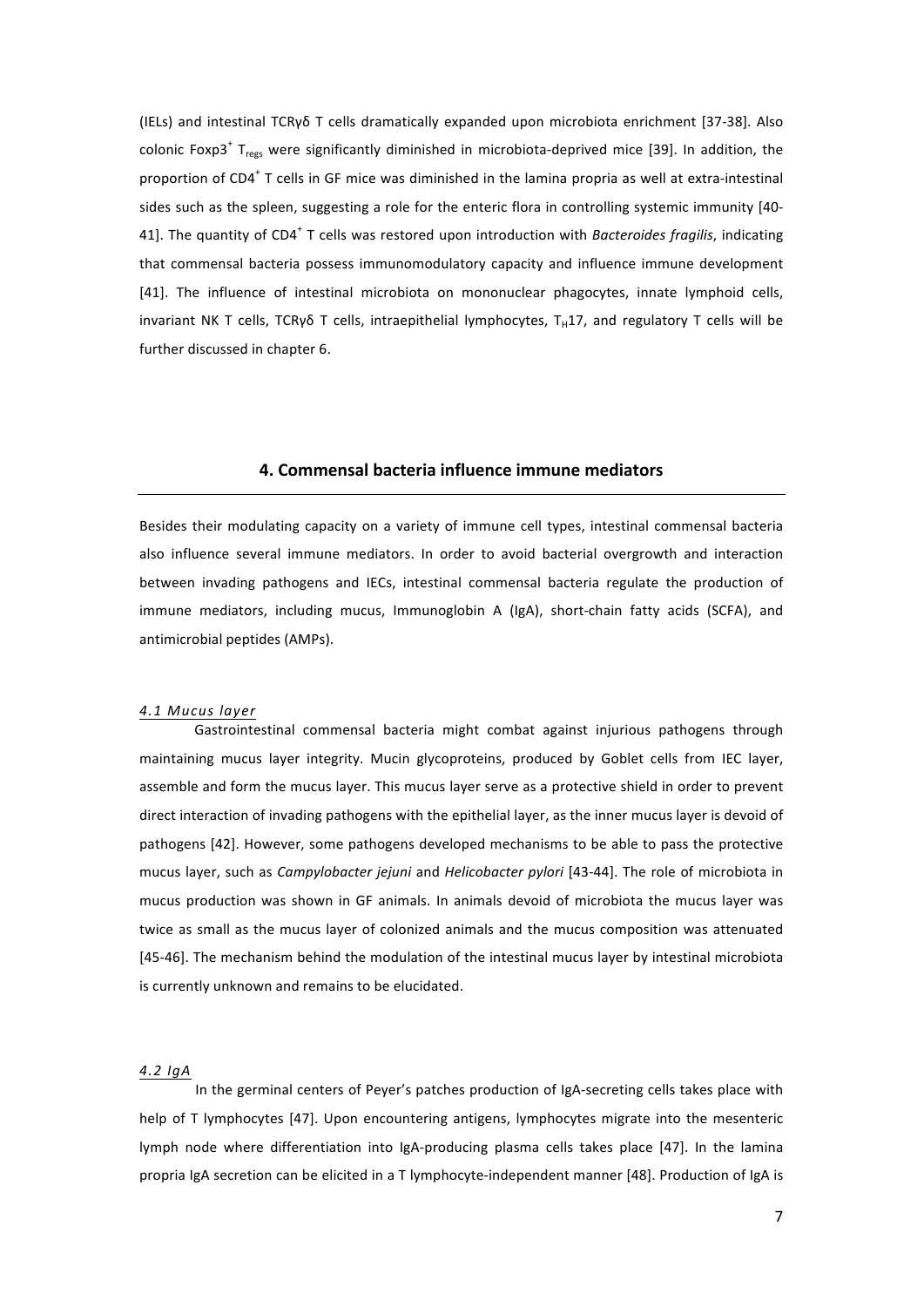(IELs) and intestinal TCRγδ T cells dramatically expanded upon microbiota enrichment [37-38]. Also colonic Foxp3$^+$ $T_{regs}$ were significantly diminished in microbiota-deprived mice [39]. In addition, the proportion of CD4$^+$ T cells in GF mice was diminished in the lamina propria as well at extra-intestinal sides such as the spleen, suggesting a role for the enteric flora in controlling systemic immunity [40-41]. The quantity of CD4$^+$ T cells was restored upon introduction with *Bacteroides fragilis*, indicating that commensal bacteria possess immunomodulatory capacity and influence immune development [41]. The influence of intestinal microbiota on mononuclear phagocytes, innate lymphoid cells, invariant NK T cells, TCRγδ T cells, intraepithelial lymphocytes, $T_H17$, and regulatory T cells will be further discussed in chapter 6.

## 4. Commensal bacteria influence immune mediators

Besides their modulating capacity on a variety of immune cell types, intestinal commensal bacteria also influence several immune mediators. In order to avoid bacterial overgrowth and interaction between invading pathogens and IECs, intestinal commensal bacteria regulate the production of immune mediators, including mucus, Immunoglobin A (IgA), short-chain fatty acids (SCFA), and antimicrobial peptides (AMPs).

### *4.1 Mucus layer*

Gastrointestinal commensal bacteria might combat against injurious pathogens through maintaining mucus layer integrity. Mucin glycoproteins, produced by Goblet cells from IEC layer, assemble and form the mucus layer. This mucus layer serve as a protective shield in order to prevent direct interaction of invading pathogens with the epithelial layer, as the inner mucus layer is devoid of pathogens [42]. However, some pathogens developed mechanisms to be able to pass the protective mucus layer, such as *Campylobacter jejuni* and *Helicobacter pylori* [43-44]. The role of microbiota in mucus production was shown in GF animals. In animals devoid of microbiota the mucus layer was twice as small as the mucus layer of colonized animals and the mucus composition was attenuated [45-46]. The mechanism behind the modulation of the intestinal mucus layer by intestinal microbiota is currently unknown and remains to be elucidated.

### *4.2 IgA*

In the germinal centers of Peyer's patches production of IgA-secreting cells takes place with help of T lymphocytes [47]. Upon encountering antigens, lymphocytes migrate into the mesenteric lymph node where differentiation into IgA-producing plasma cells takes place [47]. In the lamina propria IgA secretion can be elicited in a T lymphocyte-independent manner [48]. Production of IgA is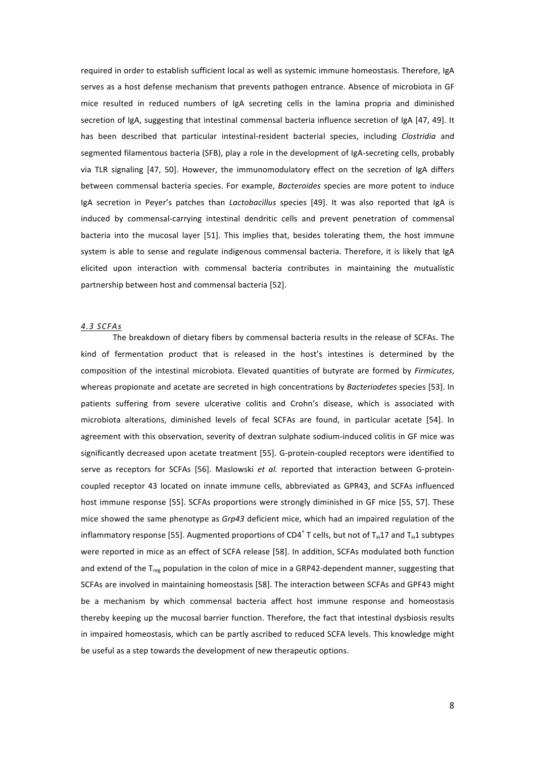required in order to establish sufficient local as well as systemic immune homeostasis. Therefore, IgA serves as a host defense mechanism that prevents pathogen entrance. Absence of microbiota in GF mice resulted in reduced numbers of IgA secreting cells in the lamina propria and diminished secretion of IgA, suggesting that intestinal commensal bacteria influence secretion of IgA [47, 49]. It has been described that particular intestinal-resident bacterial species, including *Clostridia* and segmented filamentous bacteria (SFB), play a role in the development of IgA-secreting cells, probably via TLR signaling [47, 50]. However, the immunomodulatory effect on the secretion of IgA differs between commensal bacteria species. For example, *Bacteroides* species are more potent to induce IgA secretion in Peyer's patches than *Lactobacillus* species [49]. It was also reported that IgA is induced by commensal-carrying intestinal dendritic cells and prevent penetration of commensal bacteria into the mucosal layer [51]. This implies that, besides tolerating them, the host immune system is able to sense and regulate indigenous commensal bacteria. Therefore, it is likely that IgA elicited upon interaction with commensal bacteria contributes in maintaining the mutualistic partnership between host and commensal bacteria [52].

### *4.3 SCFAs*

The breakdown of dietary fibers by commensal bacteria results in the release of SCFAs. The kind of fermentation product that is released in the host's intestines is determined by the composition of the intestinal microbiota. Elevated quantities of butyrate are formed by *Firmicutes*, whereas propionate and acetate are secreted in high concentrations by *Bacteriodetes* species [53]. In patients suffering from severe ulcerative colitis and Crohn's disease, which is associated with microbiota alterations, diminished levels of fecal SCFAs are found, in particular acetate [54]. In agreement with this observation, severity of dextran sulphate sodium-induced colitis in GF mice was significantly decreased upon acetate treatment [55]. G-protein-coupled receptors were identified to serve as receptors for SCFAs [56]. Maslowski *et al.* reported that interaction between G-protein-coupled receptor 43 located on innate immune cells, abbreviated as GPR43, and SCFAs influenced host immune response [55]. SCFAs proportions were strongly diminished in GF mice [55, 57]. These mice showed the same phenotype as *Grp43* deficient mice, which had an impaired regulation of the inflammatory response [55]. Augmented proportions of $CD4^+$ T cells, but not of $T_H17$ and $T_H1$ subtypes were reported in mice as an effect of SCFA release [58]. In addition, SCFAs modulated both function and extend of the $T_{reg}$ population in the colon of mice in a GRP42-dependent manner, suggesting that SCFAs are involved in maintaining homeostasis [58]. The interaction between SCFAs and GPF43 might be a mechanism by which commensal bacteria affect host immune response and homeostasis thereby keeping up the mucosal barrier function. Therefore, the fact that intestinal dysbiosis results in impaired homeostasis, which can be partly ascribed to reduced SCFA levels. This knowledge might be useful as a step towards the development of new therapeutic options.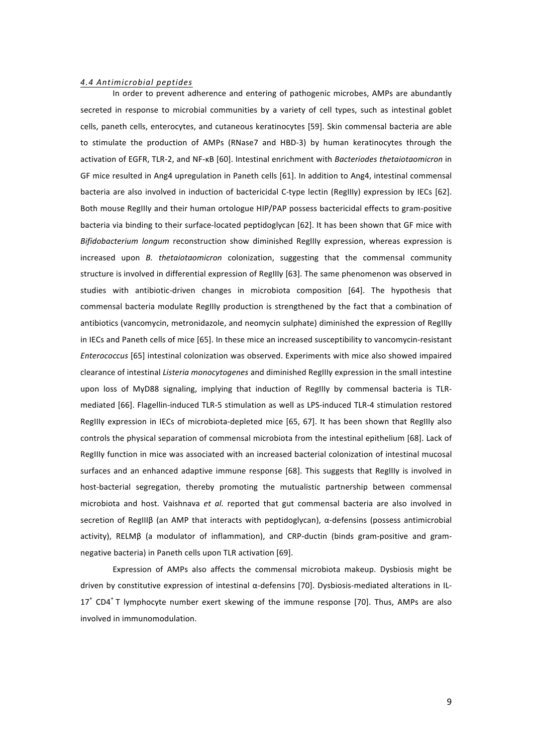### *4.4 Antimicrobial peptides*

In order to prevent adherence and entering of pathogenic microbes, AMPs are abundantly secreted in response to microbial communities by a variety of cell types, such as intestinal goblet cells, paneth cells, enterocytes, and cutaneous keratinocytes [59]. Skin commensal bacteria are able to stimulate the production of AMPs (RNase7 and HBD-3) by human keratinocytes through the activation of EGFR, TLR-2, and NF-κB [60]. Intestinal enrichment with *Bacteriodes thetaiotaomicron* in GF mice resulted in Ang4 upregulation in Paneth cells [61]. In addition to Ang4, intestinal commensal bacteria are also involved in induction of bactericidal C-type lectin (RegIIIγ) expression by IECs [62]. Both mouse RegIIIγ and their human ortologue HIP/PAP possess bactericidal effects to gram-positive bacteria via binding to their surface-located peptidoglycan [62]. It has been shown that GF mice with *Bifidobacterium longum* reconstruction show diminished RegIIIγ expression, whereas expression is increased upon *B. thetaiotaomicron* colonization, suggesting that the commensal community structure is involved in differential expression of RegIIIγ [63]. The same phenomenon was observed in studies with antibiotic-driven changes in microbiota composition [64]. The hypothesis that commensal bacteria modulate RegIIIγ production is strengthened by the fact that a combination of antibiotics (vancomycin, metronidazole, and neomycin sulphate) diminished the expression of RegIIIγ in IECs and Paneth cells of mice [65]. In these mice an increased susceptibility to vancomycin-resistant *Enterococcus* [65] intestinal colonization was observed. Experiments with mice also showed impaired clearance of intestinal *Listeria monocytogenes* and diminished RegIIIγ expression in the small intestine upon loss of MyD88 signaling, implying that induction of RegIIIγ by commensal bacteria is TLR-mediated [66]. Flagellin-induced TLR-5 stimulation as well as LPS-induced TLR-4 stimulation restored RegIIIγ expression in IECs of microbiota-depleted mice [65, 67]. It has been shown that RegIIIγ also controls the physical separation of commensal microbiota from the intestinal epithelium [68]. Lack of RegIIIγ function in mice was associated with an increased bacterial colonization of intestinal mucosal surfaces and an enhanced adaptive immune response [68]. This suggests that RegIIIγ is involved in host-bacterial segregation, thereby promoting the mutualistic partnership between commensal microbiota and host. Vaishnava *et al.* reported that gut commensal bacteria are also involved in secretion of RegIIIβ (an AMP that interacts with peptidoglycan), α-defensins (possess antimicrobial activity), RELMβ (a modulator of inflammation), and CRP-ductin (binds gram-positive and gram-negative bacteria) in Paneth cells upon TLR activation [69].

Expression of AMPs also affects the commensal microbiota makeup. Dysbiosis might be driven by constitutive expression of intestinal α-defensins [70]. Dysbiosis-mediated alterations in IL-$17^{+}$ $CD4^{+}$ T lymphocyte number exert skewing of the immune response [70]. Thus, AMPs are also involved in immunomodulation.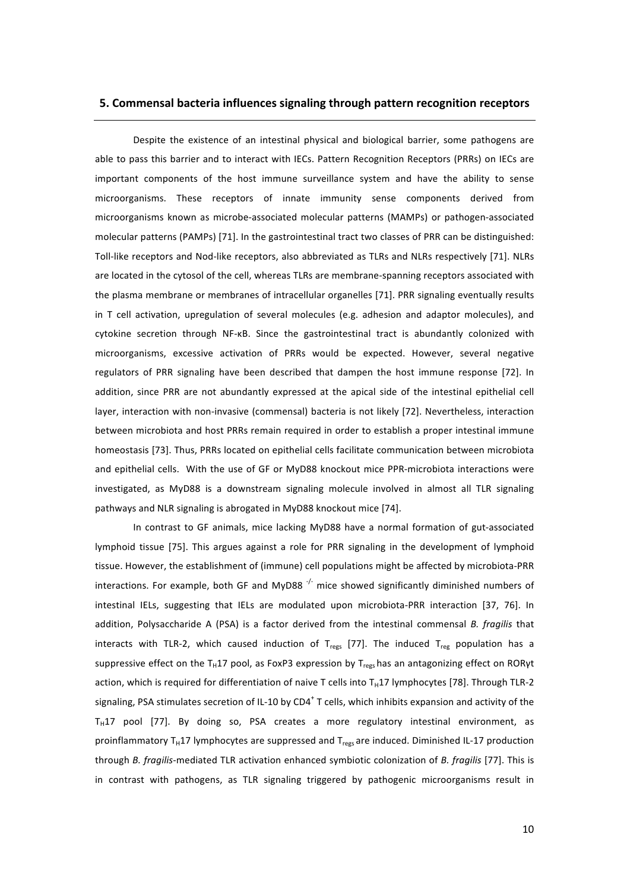## 5. Commensal bacteria influences signaling through pattern recognition receptors

Despite the existence of an intestinal physical and biological barrier, some pathogens are able to pass this barrier and to interact with IECs. Pattern Recognition Receptors (PRRs) on IECs are important components of the host immune surveillance system and have the ability to sense microorganisms. These receptors of innate immunity sense components derived from microorganisms known as microbe-associated molecular patterns (MAMPs) or pathogen-associated molecular patterns (PAMPs) [71]. In the gastrointestinal tract two classes of PRR can be distinguished: Toll-like receptors and Nod-like receptors, also abbreviated as TLRs and NLRs respectively [71]. NLRs are located in the cytosol of the cell, whereas TLRs are membrane-spanning receptors associated with the plasma membrane or membranes of intracellular organelles [71]. PRR signaling eventually results in T cell activation, upregulation of several molecules (e.g. adhesion and adaptor molecules), and cytokine secretion through NF-κB. Since the gastrointestinal tract is abundantly colonized with microorganisms, excessive activation of PRRs would be expected. However, several negative regulators of PRR signaling have been described that dampen the host immune response [72]. In addition, since PRR are not abundantly expressed at the apical side of the intestinal epithelial cell layer, interaction with non-invasive (commensal) bacteria is not likely [72]. Nevertheless, interaction between microbiota and host PRRs remain required in order to establish a proper intestinal immune homeostasis [73]. Thus, PRRs located on epithelial cells facilitate communication between microbiota and epithelial cells. With the use of GF or MyD88 knockout mice PPR-microbiota interactions were investigated, as MyD88 is a downstream signaling molecule involved in almost all TLR signaling pathways and NLR signaling is abrogated in MyD88 knockout mice [74].

In contrast to GF animals, mice lacking MyD88 have a normal formation of gut-associated lymphoid tissue [75]. This argues against a role for PRR signaling in the development of lymphoid tissue. However, the establishment of (immune) cell populations might be affected by microbiota-PRR interactions. For example, both GF and MyD88 $^{-/-}$ mice showed significantly diminished numbers of intestinal IELs, suggesting that IELs are modulated upon microbiota-PRR interaction [37, 76]. In addition, Polysaccharide A (PSA) is a factor derived from the intestinal commensal *B. fragilis* that interacts with TLR-2, which caused induction of $T_{regs}$ [77]. The induced $T_{reg}$ population has a suppressive effect on the $T_H17$ pool, as FoxP3 expression by $T_{regs}$ has an antagonizing effect on RORγt action, which is required for differentiation of naive T cells into $T_H17$ lymphocytes [78]. Through TLR-2 signaling, PSA stimulates secretion of IL-10 by $CD4^+$ T cells, which inhibits expansion and activity of the $T_H17$ pool [77]. By doing so, PSA creates a more regulatory intestinal environment, as proinflammatory $T_H17$ lymphocytes are suppressed and $T_{regs}$ are induced. Diminished IL-17 production through *B. fragilis*-mediated TLR activation enhanced symbiotic colonization of *B. fragilis* [77]. This is in contrast with pathogens, as TLR signaling triggered by pathogenic microorganisms result in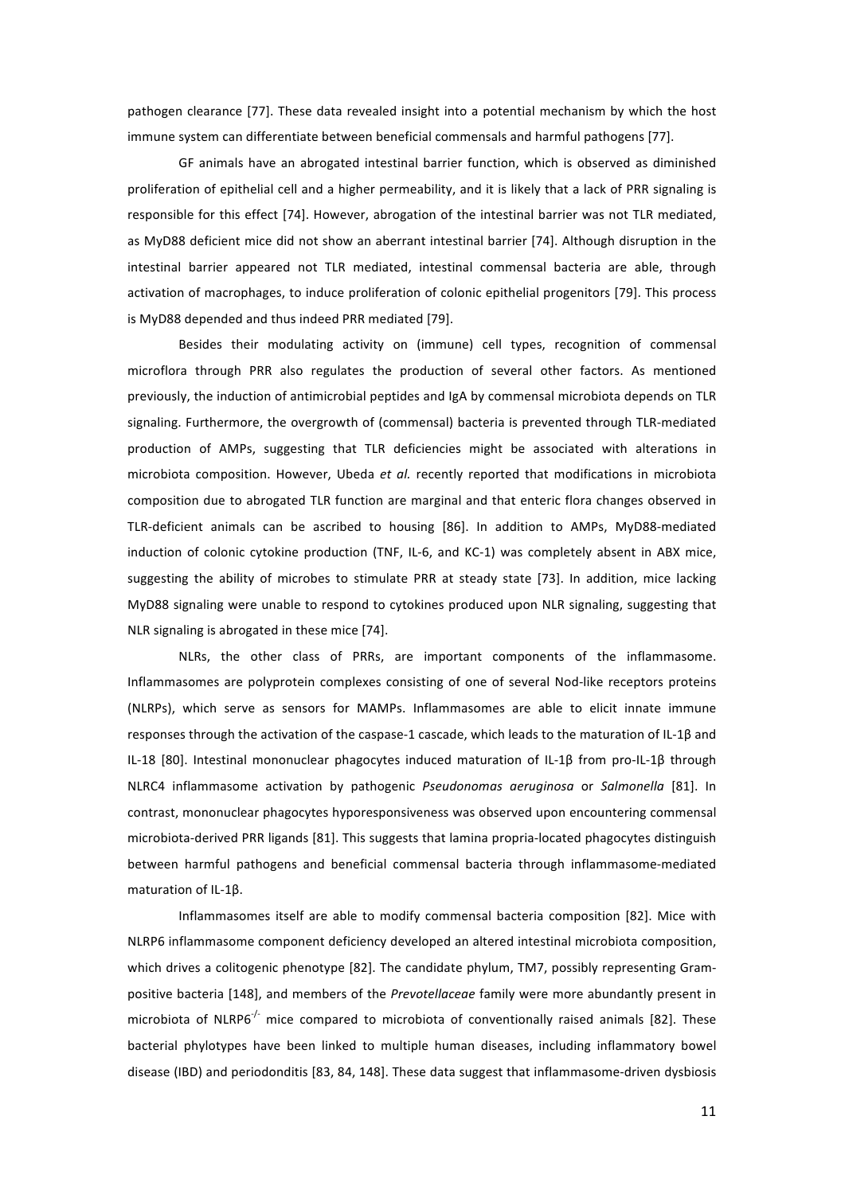pathogen clearance [77]. These data revealed insight into a potential mechanism by which the host immune system can differentiate between beneficial commensals and harmful pathogens [77].

GF animals have an abrogated intestinal barrier function, which is observed as diminished proliferation of epithelial cell and a higher permeability, and it is likely that a lack of PRR signaling is responsible for this effect [74]. However, abrogation of the intestinal barrier was not TLR mediated, as MyD88 deficient mice did not show an aberrant intestinal barrier [74]. Although disruption in the intestinal barrier appeared not TLR mediated, intestinal commensal bacteria are able, through activation of macrophages, to induce proliferation of colonic epithelial progenitors [79]. This process is MyD88 depended and thus indeed PRR mediated [79].

Besides their modulating activity on (immune) cell types, recognition of commensal microflora through PRR also regulates the production of several other factors. As mentioned previously, the induction of antimicrobial peptides and IgA by commensal microbiota depends on TLR signaling. Furthermore, the overgrowth of (commensal) bacteria is prevented through TLR-mediated production of AMPs, suggesting that TLR deficiencies might be associated with alterations in microbiota composition. However, Ubeda *et al.* recently reported that modifications in microbiota composition due to abrogated TLR function are marginal and that enteric flora changes observed in TLR-deficient animals can be ascribed to housing [86]. In addition to AMPs, MyD88-mediated induction of colonic cytokine production (TNF, IL-6, and KC-1) was completely absent in ABX mice, suggesting the ability of microbes to stimulate PRR at steady state [73]. In addition, mice lacking MyD88 signaling were unable to respond to cytokines produced upon NLR signaling, suggesting that NLR signaling is abrogated in these mice [74].

NLRs, the other class of PRRs, are important components of the inflammasome. Inflammasomes are polyprotein complexes consisting of one of several Nod-like receptors proteins (NLRPs), which serve as sensors for MAMPs. Inflammasomes are able to elicit innate immune responses through the activation of the caspase-1 cascade, which leads to the maturation of IL-1β and IL-18 [80]. Intestinal mononuclear phagocytes induced maturation of IL-1β from pro-IL-1β through NLRC4 inflammasome activation by pathogenic *Pseudonomas aeruginosa* or *Salmonella* [81]. In contrast, mononuclear phagocytes hyporesponsiveness was observed upon encountering commensal microbiota-derived PRR ligands [81]. This suggests that lamina propria-located phagocytes distinguish between harmful pathogens and beneficial commensal bacteria through inflammasome-mediated maturation of IL-1β.

Inflammasomes itself are able to modify commensal bacteria composition [82]. Mice with NLRP6 inflammasome component deficiency developed an altered intestinal microbiota composition, which drives a colitogenic phenotype [82]. The candidate phylum, TM7, possibly representing Gram-positive bacteria [148], and members of the *Prevotellaceae* family were more abundantly present in microbiota of NLRP6$^{-/-}$ mice compared to microbiota of conventionally raised animals [82]. These bacterial phylotypes have been linked to multiple human diseases, including inflammatory bowel disease (IBD) and periodonditis [83, 84, 148]. These data suggest that inflammasome-driven dysbiosis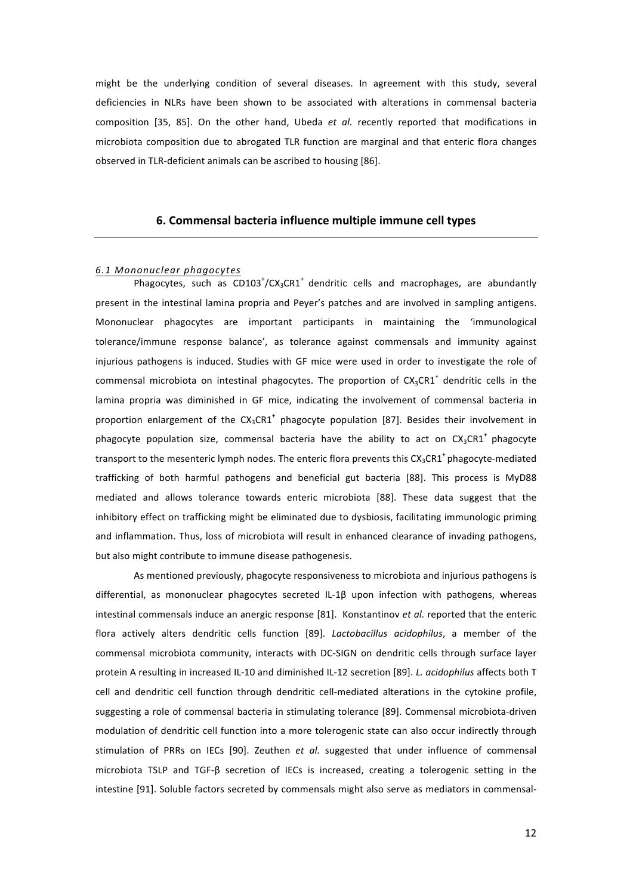might be the underlying condition of several diseases. In agreement with this study, several deficiencies in NLRs have been shown to be associated with alterations in commensal bacteria composition [35, 85]. On the other hand, Ubeda *et al.* recently reported that modifications in microbiota composition due to abrogated TLR function are marginal and that enteric flora changes observed in TLR-deficient animals can be ascribed to housing [86].

## 6. Commensal bacteria influence multiple immune cell types

### *6.1 Mononuclear phagocytes*

Phagocytes, such as $CD103^+$/$CX_3CR1^+$ dendritic cells and macrophages, are abundantly present in the intestinal lamina propria and Peyer's patches and are involved in sampling antigens. Mononuclear phagocytes are important participants in maintaining the 'immunological tolerance/immune response balance', as tolerance against commensals and immunity against injurious pathogens is induced. Studies with GF mice were used in order to investigate the role of commensal microbiota on intestinal phagocytes. The proportion of $CX_3CR1^+$ dendritic cells in the lamina propria was diminished in GF mice, indicating the involvement of commensal bacteria in proportion enlargement of the $CX_3CR1^+$ phagocyte population [87]. Besides their involvement in phagocyte population size, commensal bacteria have the ability to act on $CX_3CR1^+$ phagocyte transport to the mesenteric lymph nodes. The enteric flora prevents this $CX_3CR1^+$ phagocyte-mediated trafficking of both harmful pathogens and beneficial gut bacteria [88]. This process is MyD88 mediated and allows tolerance towards enteric microbiota [88]. These data suggest that the inhibitory effect on trafficking might be eliminated due to dysbiosis, facilitating immunologic priming and inflammation. Thus, loss of microbiota will result in enhanced clearance of invading pathogens, but also might contribute to immune disease pathogenesis.

As mentioned previously, phagocyte responsiveness to microbiota and injurious pathogens is differential, as mononuclear phagocytes secreted IL-1β upon infection with pathogens, whereas intestinal commensals induce an anergic response [81]. Konstantinov *et al.* reported that the enteric flora actively alters dendritic cells function [89]. *Lactobacillus acidophilus*, a member of the commensal microbiota community, interacts with DC-SIGN on dendritic cells through surface layer protein A resulting in increased IL-10 and diminished IL-12 secretion [89]. *L. acidophilus* affects both T cell and dendritic cell function through dendritic cell-mediated alterations in the cytokine profile, suggesting a role of commensal bacteria in stimulating tolerance [89]. Commensal microbiota-driven modulation of dendritic cell function into a more tolerogenic state can also occur indirectly through stimulation of PRRs on IECs [90]. Zeuthen *et al.* suggested that under influence of commensal microbiota TSLP and TGF-β secretion of IECs is increased, creating a tolerogenic setting in the intestine [91]. Soluble factors secreted by commensals might also serve as mediators in commensal-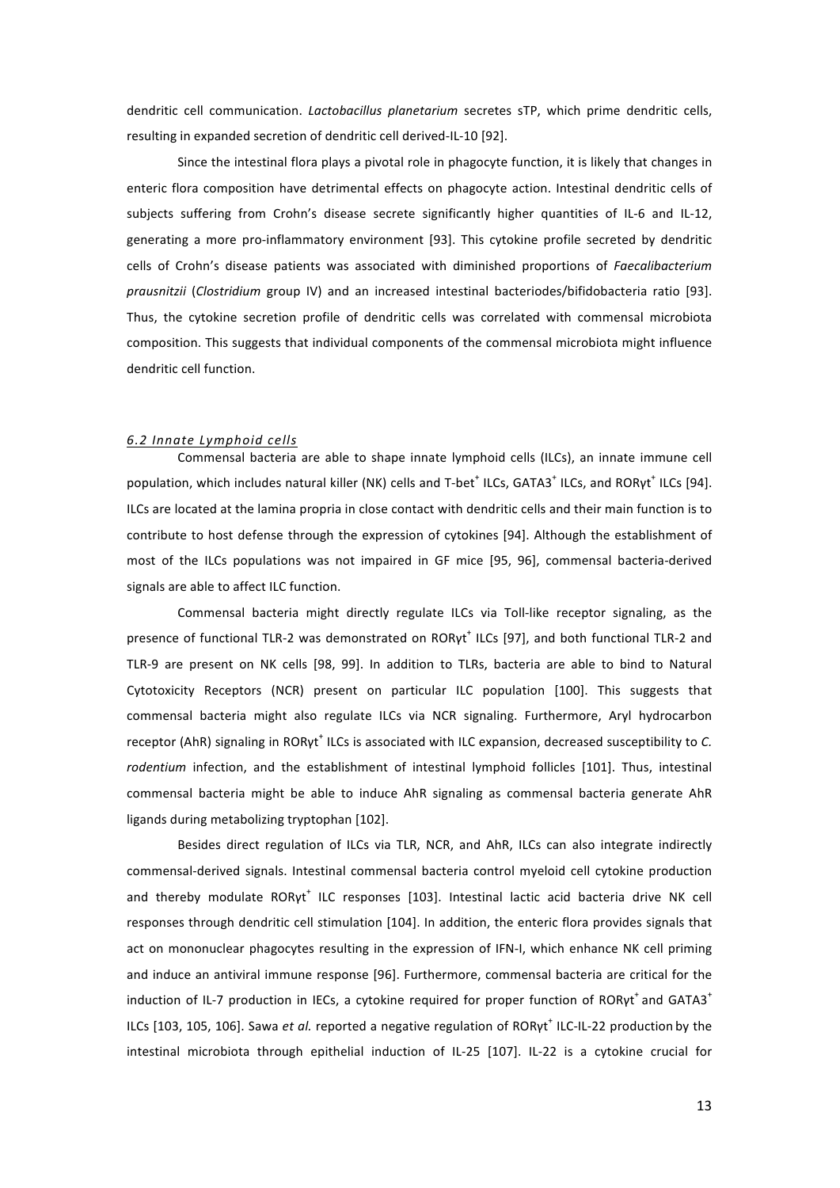dendritic cell communication. *Lactobacillus planetarium* secretes sTP, which prime dendritic cells, resulting in expanded secretion of dendritic cell derived-IL-10 [92].

Since the intestinal flora plays a pivotal role in phagocyte function, it is likely that changes in enteric flora composition have detrimental effects on phagocyte action. Intestinal dendritic cells of subjects suffering from Crohn's disease secrete significantly higher quantities of IL-6 and IL-12, generating a more pro-inflammatory environment [93]. This cytokine profile secreted by dendritic cells of Crohn's disease patients was associated with diminished proportions of *Faecalibacterium prausnitzii* (*Clostridium* group IV) and an increased intestinal bacteriodes/bifidobacteria ratio [93]. Thus, the cytokine secretion profile of dendritic cells was correlated with commensal microbiota composition. This suggests that individual components of the commensal microbiota might influence dendritic cell function.

### *6.2 Innate Lymphoid cells*

Commensal bacteria are able to shape innate lymphoid cells (ILCs), an innate immune cell population, which includes natural killer (NK) cells and T-bet$^+$ ILCs, GATA3$^+$ ILCs, and RORγt$^+$ ILCs [94]. ILCs are located at the lamina propria in close contact with dendritic cells and their main function is to contribute to host defense through the expression of cytokines [94]. Although the establishment of most of the ILCs populations was not impaired in GF mice [95, 96], commensal bacteria-derived signals are able to affect ILC function.

Commensal bacteria might directly regulate ILCs via Toll-like receptor signaling, as the presence of functional TLR-2 was demonstrated on RORγt$^+$ ILCs [97], and both functional TLR-2 and TLR-9 are present on NK cells [98, 99]. In addition to TLRs, bacteria are able to bind to Natural Cytotoxicity Receptors (NCR) present on particular ILC population [100]. This suggests that commensal bacteria might also regulate ILCs via NCR signaling. Furthermore, Aryl hydrocarbon receptor (AhR) signaling in RORγt$^+$ ILCs is associated with ILC expansion, decreased susceptibility to *C. rodentium* infection, and the establishment of intestinal lymphoid follicles [101]. Thus, intestinal commensal bacteria might be able to induce AhR signaling as commensal bacteria generate AhR ligands during metabolizing tryptophan [102].

Besides direct regulation of ILCs via TLR, NCR, and AhR, ILCs can also integrate indirectly commensal-derived signals. Intestinal commensal bacteria control myeloid cell cytokine production and thereby modulate RORγt$^+$ ILC responses [103]. Intestinal lactic acid bacteria drive NK cell responses through dendritic cell stimulation [104]. In addition, the enteric flora provides signals that act on mononuclear phagocytes resulting in the expression of IFN-I, which enhance NK cell priming and induce an antiviral immune response [96]. Furthermore, commensal bacteria are critical for the induction of IL-7 production in IECs, a cytokine required for proper function of RORγt$^+$ and GATA3$^+$ ILCs [103, 105, 106]. Sawa *et al.* reported a negative regulation of RORγt$^+$ ILC-IL-22 production by the intestinal microbiota through epithelial induction of IL-25 [107]. IL-22 is a cytokine crucial for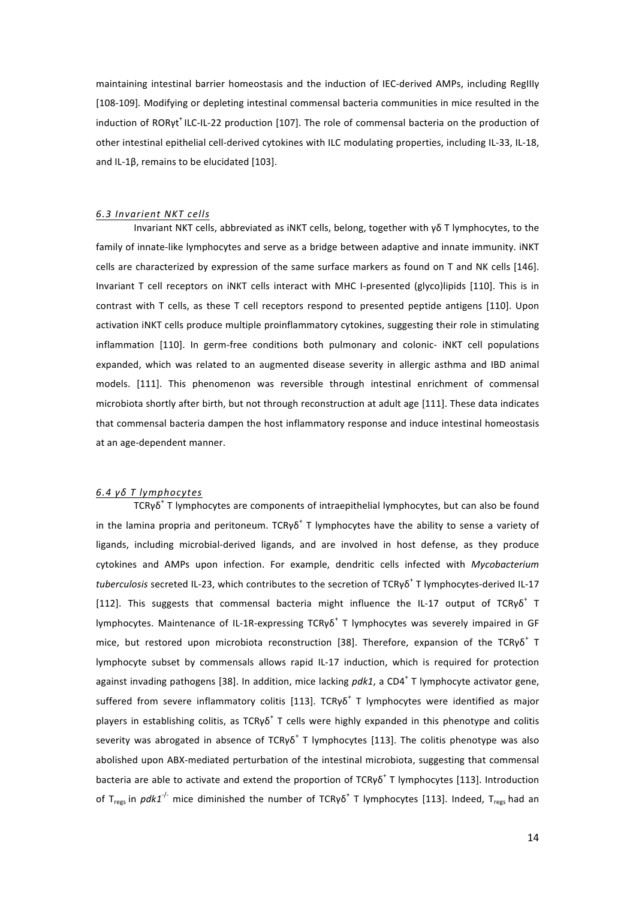maintaining intestinal barrier homeostasis and the induction of IEC-derived AMPs, including RegIIIγ [108-109]. Modifying or depleting intestinal commensal bacteria communities in mice resulted in the induction of RORγt$^{+}$ ILC-IL-22 production [107]. The role of commensal bacteria on the production of other intestinal epithelial cell-derived cytokines with ILC modulating properties, including IL-33, IL-18, and IL-1β, remains to be elucidated [103].

### *6.3 Invarient NKT cells*

Invariant NKT cells, abbreviated as iNKT cells, belong, together with γδ T lymphocytes, to the family of innate-like lymphocytes and serve as a bridge between adaptive and innate immunity. iNKT cells are characterized by expression of the same surface markers as found on T and NK cells [146]. Invariant T cell receptors on iNKT cells interact with MHC I-presented (glyco)lipids [110]. This is in contrast with T cells, as these T cell receptors respond to presented peptide antigens [110]. Upon activation iNKT cells produce multiple proinflammatory cytokines, suggesting their role in stimulating inflammation [110]. In germ-free conditions both pulmonary and colonic- iNKT cell populations expanded, which was related to an augmented disease severity in allergic asthma and IBD animal models. [111]. This phenomenon was reversible through intestinal enrichment of commensal microbiota shortly after birth, but not through reconstruction at adult age [111]. These data indicates that commensal bacteria dampen the host inflammatory response and induce intestinal homeostasis at an age-dependent manner.

### *6.4 γδ T lymphocytes*

TCRγδ$^{+}$ T lymphocytes are components of intraepithelial lymphocytes, but can also be found in the lamina propria and peritoneum. TCRγδ$^{+}$ T lymphocytes have the ability to sense a variety of ligands, including microbial-derived ligands, and are involved in host defense, as they produce cytokines and AMPs upon infection. For example, dendritic cells infected with *Mycobacterium tuberculosis* secreted IL-23, which contributes to the secretion of TCRγδ$^{+}$ T lymphocytes-derived IL-17 [112]. This suggests that commensal bacteria might influence the IL-17 output of TCRγδ$^{+}$ T lymphocytes. Maintenance of IL-1R-expressing TCRγδ$^{+}$ T lymphocytes was severely impaired in GF mice, but restored upon microbiota reconstruction [38]. Therefore, expansion of the TCRγδ$^{+}$ T lymphocyte subset by commensals allows rapid IL-17 induction, which is required for protection against invading pathogens [38]. In addition, mice lacking *pdk1*, a CD4$^{+}$ T lymphocyte activator gene, suffered from severe inflammatory colitis [113]. TCRγδ$^{+}$ T lymphocytes were identified as major players in establishing colitis, as TCRγδ$^{+}$ T cells were highly expanded in this phenotype and colitis severity was abrogated in absence of TCRγδ$^{+}$ T lymphocytes [113]. The colitis phenotype was also abolished upon ABX-mediated perturbation of the intestinal microbiota, suggesting that commensal bacteria are able to activate and extend the proportion of TCRγδ$^{+}$ T lymphocytes [113]. Introduction of $T_{regs}$ in *pdk1*$^{-/-}$ mice diminished the number of TCRγδ$^{+}$ T lymphocytes [113]. Indeed, $T_{regs}$ had an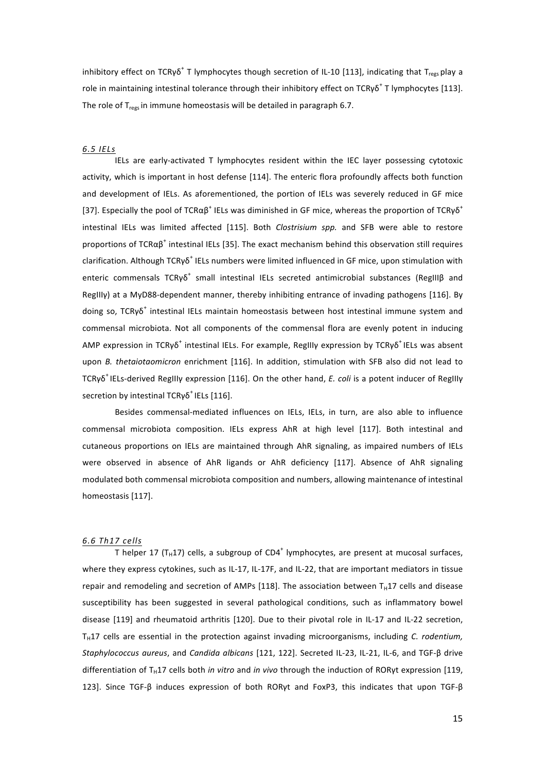inhibitory effect on TCRγδ$^+$ T lymphocytes though secretion of IL-10 [113], indicating that $T_{regs}$ play a role in maintaining intestinal tolerance through their inhibitory effect on TCRγδ$^+$ T lymphocytes [113]. The role of $T_{regs}$ in immune homeostasis will be detailed in paragraph 6.7.

### *6.5 IELs*

IELs are early-activated T lymphocytes resident within the IEC layer possessing cytotoxic activity, which is important in host defense [114]. The enteric flora profoundly affects both function and development of IELs. As aforementioned, the portion of IELs was severely reduced in GF mice [37]. Especially the pool of TCRαβ$^+$ IELs was diminished in GF mice, whereas the proportion of TCRγδ$^+$ intestinal IELs was limited affected [115]. Both *Clostrisium spp.* and SFB were able to restore proportions of TCRαβ$^+$ intestinal IELs [35]. The exact mechanism behind this observation still requires clarification. Although TCRγδ$^+$ IELs numbers were limited influenced in GF mice, upon stimulation with enteric commensals TCRγδ$^+$ small intestinal IELs secreted antimicrobial substances (RegIIIβ and RegIIIγ) at a MyD88-dependent manner, thereby inhibiting entrance of invading pathogens [116]. By doing so, TCRγδ$^+$ intestinal IELs maintain homeostasis between host intestinal immune system and commensal microbiota. Not all components of the commensal flora are evenly potent in inducing AMP expression in TCRγδ$^+$ intestinal IELs. For example, RegIIIγ expression by TCRγδ$^+$ IELs was absent upon *B. thetaiotaomicron* enrichment [116]. In addition, stimulation with SFB also did not lead to TCRγδ$^+$ IELs-derived RegIIIγ expression [116]. On the other hand, *E. coli* is a potent inducer of RegIIIγ secretion by intestinal TCRγδ$^+$ IELs [116].

Besides commensal-mediated influences on IELs, IELs, in turn, are also able to influence commensal microbiota composition. IELs express AhR at high level [117]. Both intestinal and cutaneous proportions on IELs are maintained through AhR signaling, as impaired numbers of IELs were observed in absence of AhR ligands or AhR deficiency [117]. Absence of AhR signaling modulated both commensal microbiota composition and numbers, allowing maintenance of intestinal homeostasis [117].

### *6.6 Th17 cells*

T helper 17 ($T_H17$) cells, a subgroup of CD4$^+$ lymphocytes, are present at mucosal surfaces, where they express cytokines, such as IL-17, IL-17F, and IL-22, that are important mediators in tissue repair and remodeling and secretion of AMPs [118]. The association between $T_H17$ cells and disease susceptibility has been suggested in several pathological conditions, such as inflammatory bowel disease [119] and rheumatoid arthritis [120]. Due to their pivotal role in IL-17 and IL-22 secretion, $T_H17$ cells are essential in the protection against invading microorganisms, including *C. rodentium, Staphylococcus aureus*, and *Candida albicans* [121, 122]. Secreted IL-23, IL-21, IL-6, and TGF-β drive differentiation of $T_H17$ cells both *in vitro* and *in vivo* through the induction of RORγt expression [119, 123]. Since TGF-β induces expression of both RORγt and FoxP3, this indicates that upon TGF-β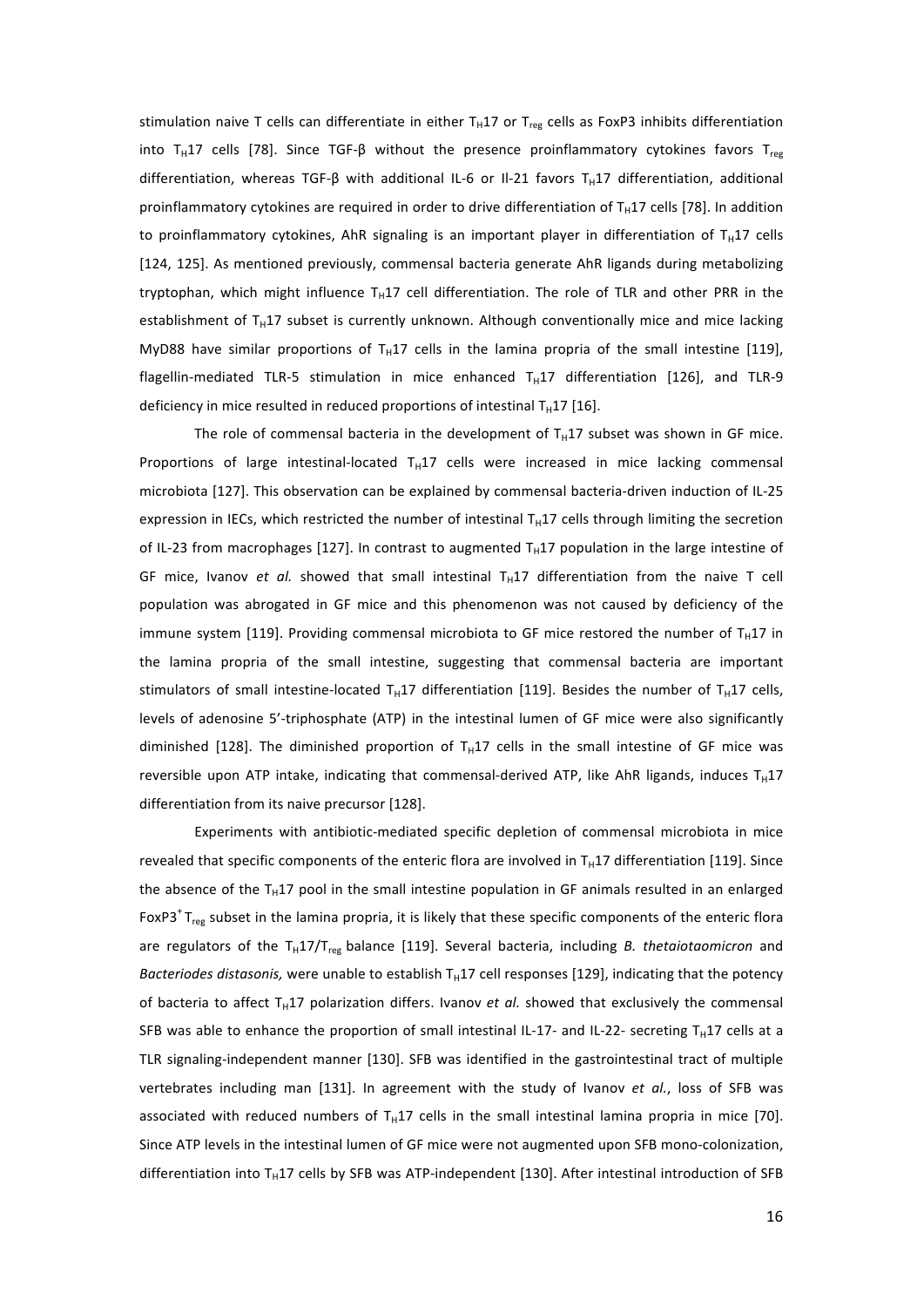stimulation naive T cells can differentiate in either $T_H17$ or $T_{reg}$ cells as FoxP3 inhibits differentiation into $T_H17$ cells [78]. Since TGF-β without the presence proinflammatory cytokines favors $T_{reg}$ differentiation, whereas TGF-β with additional IL-6 or Il-21 favors $T_H17$ differentiation, additional proinflammatory cytokines are required in order to drive differentiation of $T_H17$ cells [78]. In addition to proinflammatory cytokines, AhR signaling is an important player in differentiation of $T_H17$ cells [124, 125]. As mentioned previously, commensal bacteria generate AhR ligands during metabolizing tryptophan, which might influence $T_H17$ cell differentiation. The role of TLR and other PRR in the establishment of $T_H17$ subset is currently unknown. Although conventionally mice and mice lacking MyD88 have similar proportions of $T_H17$ cells in the lamina propria of the small intestine [119], flagellin-mediated TLR-5 stimulation in mice enhanced $T_H17$ differentiation [126], and TLR-9 deficiency in mice resulted in reduced proportions of intestinal $T_H17$ [16].

The role of commensal bacteria in the development of $T_H17$ subset was shown in GF mice. Proportions of large intestinal-located $T_H17$ cells were increased in mice lacking commensal microbiota [127]. This observation can be explained by commensal bacteria-driven induction of IL-25 expression in IECs, which restricted the number of intestinal $T_H17$ cells through limiting the secretion of IL-23 from macrophages [127]. In contrast to augmented $T_H17$ population in the large intestine of GF mice, Ivanov *et al.* showed that small intestinal $T_H17$ differentiation from the naive T cell population was abrogated in GF mice and this phenomenon was not caused by deficiency of the immune system [119]. Providing commensal microbiota to GF mice restored the number of $T_H17$ in the lamina propria of the small intestine, suggesting that commensal bacteria are important stimulators of small intestine-located $T_H17$ differentiation [119]. Besides the number of $T_H17$ cells, levels of adenosine 5'-triphosphate (ATP) in the intestinal lumen of GF mice were also significantly diminished [128]. The diminished proportion of $T_H17$ cells in the small intestine of GF mice was reversible upon ATP intake, indicating that commensal-derived ATP, like AhR ligands, induces $T_H17$ differentiation from its naive precursor [128].

Experiments with antibiotic-mediated specific depletion of commensal microbiota in mice revealed that specific components of the enteric flora are involved in $T_H17$ differentiation [119]. Since the absence of the $T_H17$ pool in the small intestine population in GF animals resulted in an enlarged FoxP3$^+$ $T_{reg}$ subset in the lamina propria, it is likely that these specific components of the enteric flora are regulators of the $T_H17/T_{reg}$ balance [119]. Several bacteria, including *B. thetaiotaomicron* and *Bacteriodes distasonis,* were unable to establish $T_H17$ cell responses [129], indicating that the potency of bacteria to affect $T_H17$ polarization differs. Ivanov *et al.* showed that exclusively the commensal SFB was able to enhance the proportion of small intestinal IL-17- and IL-22- secreting $T_H17$ cells at a TLR signaling-independent manner [130]. SFB was identified in the gastrointestinal tract of multiple vertebrates including man [131]. In agreement with the study of Ivanov *et al.*, loss of SFB was associated with reduced numbers of $T_H17$ cells in the small intestinal lamina propria in mice [70]. Since ATP levels in the intestinal lumen of GF mice were not augmented upon SFB mono-colonization, differentiation into $T_H17$ cells by SFB was ATP-independent [130]. After intestinal introduction of SFB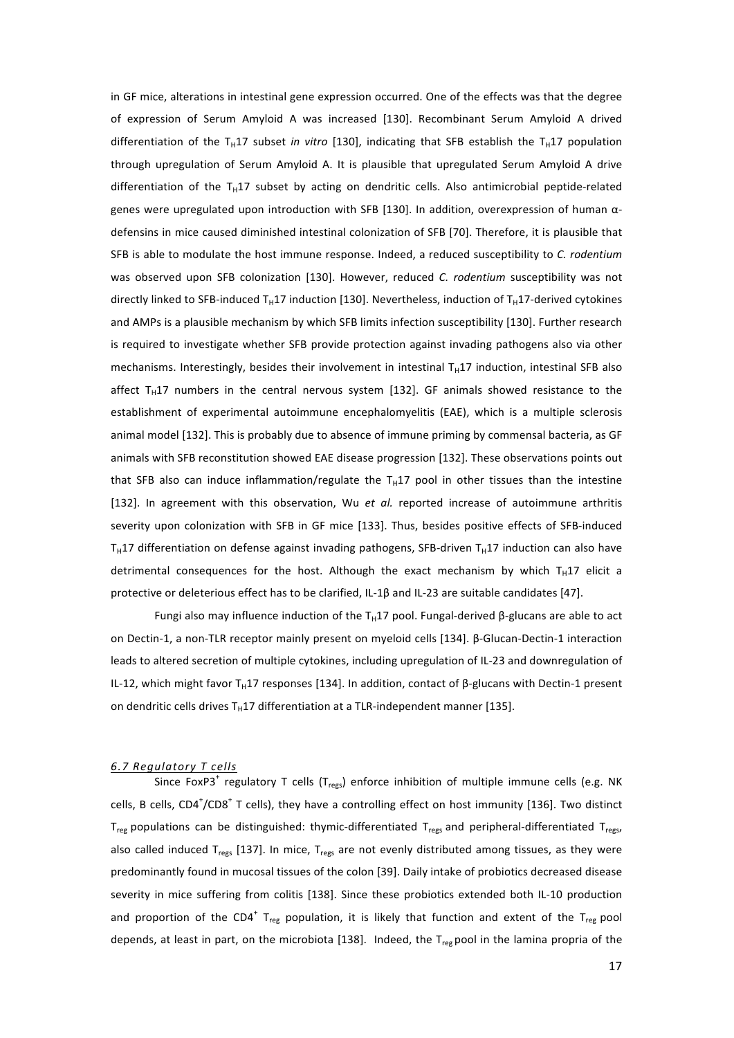in GF mice, alterations in intestinal gene expression occurred. One of the effects was that the degree of expression of Serum Amyloid A was increased [130]. Recombinant Serum Amyloid A drived differentiation of the $T_H17$ subset *in vitro* [130], indicating that SFB establish the $T_H17$ population through upregulation of Serum Amyloid A. It is plausible that upregulated Serum Amyloid A drive differentiation of the $T_H17$ subset by acting on dendritic cells. Also antimicrobial peptide-related genes were upregulated upon introduction with SFB [130]. In addition, overexpression of human α-defensins in mice caused diminished intestinal colonization of SFB [70]. Therefore, it is plausible that SFB is able to modulate the host immune response. Indeed, a reduced susceptibility to *C. rodentium* was observed upon SFB colonization [130]. However, reduced *C. rodentium* susceptibility was not directly linked to SFB-induced $T_H17$ induction [130]. Nevertheless, induction of $T_H17$-derived cytokines and AMPs is a plausible mechanism by which SFB limits infection susceptibility [130]. Further research is required to investigate whether SFB provide protection against invading pathogens also via other mechanisms. Interestingly, besides their involvement in intestinal $T_H17$ induction, intestinal SFB also affect $T_H17$ numbers in the central nervous system [132]. GF animals showed resistance to the establishment of experimental autoimmune encephalomyelitis (EAE), which is a multiple sclerosis animal model [132]. This is probably due to absence of immune priming by commensal bacteria, as GF animals with SFB reconstitution showed EAE disease progression [132]. These observations points out that SFB also can induce inflammation/regulate the $T_H17$ pool in other tissues than the intestine [132]. In agreement with this observation, Wu *et al.* reported increase of autoimmune arthritis severity upon colonization with SFB in GF mice [133]. Thus, besides positive effects of SFB-induced $T_H17$ differentiation on defense against invading pathogens, SFB-driven $T_H17$ induction can also have detrimental consequences for the host. Although the exact mechanism by which $T_H17$ elicit a protective or deleterious effect has to be clarified, IL-1β and IL-23 are suitable candidates [47].

Fungi also may influence induction of the $T_H17$ pool. Fungal-derived β-glucans are able to act on Dectin-1, a non-TLR receptor mainly present on myeloid cells [134]. β-Glucan-Dectin-1 interaction leads to altered secretion of multiple cytokines, including upregulation of IL-23 and downregulation of IL-12, which might favor $T_H17$ responses [134]. In addition, contact of β-glucans with Dectin-1 present on dendritic cells drives $T_H17$ differentiation at a TLR-independent manner [135].

### *6.7 Regulatory T cells*

Since $FoxP3^+$ regulatory T cells ($T_{regs}$) enforce inhibition of multiple immune cells (e.g. NK cells, B cells, $CD4^+/CD8^+$ T cells), they have a controlling effect on host immunity [136]. Two distinct $T_{reg}$ populations can be distinguished: thymic-differentiated $T_{regs}$ and peripheral-differentiated $T_{regs}$, also called induced $T_{regs}$ [137]. In mice, $T_{regs}$ are not evenly distributed among tissues, as they were predominantly found in mucosal tissues of the colon [39]. Daily intake of probiotics decreased disease severity in mice suffering from colitis [138]. Since these probiotics extended both IL-10 production and proportion of the $CD4^+$ $T_{reg}$ population, it is likely that function and extent of the $T_{reg}$ pool depends, at least in part, on the microbiota [138]. Indeed, the $T_{reg}$ pool in the lamina propria of the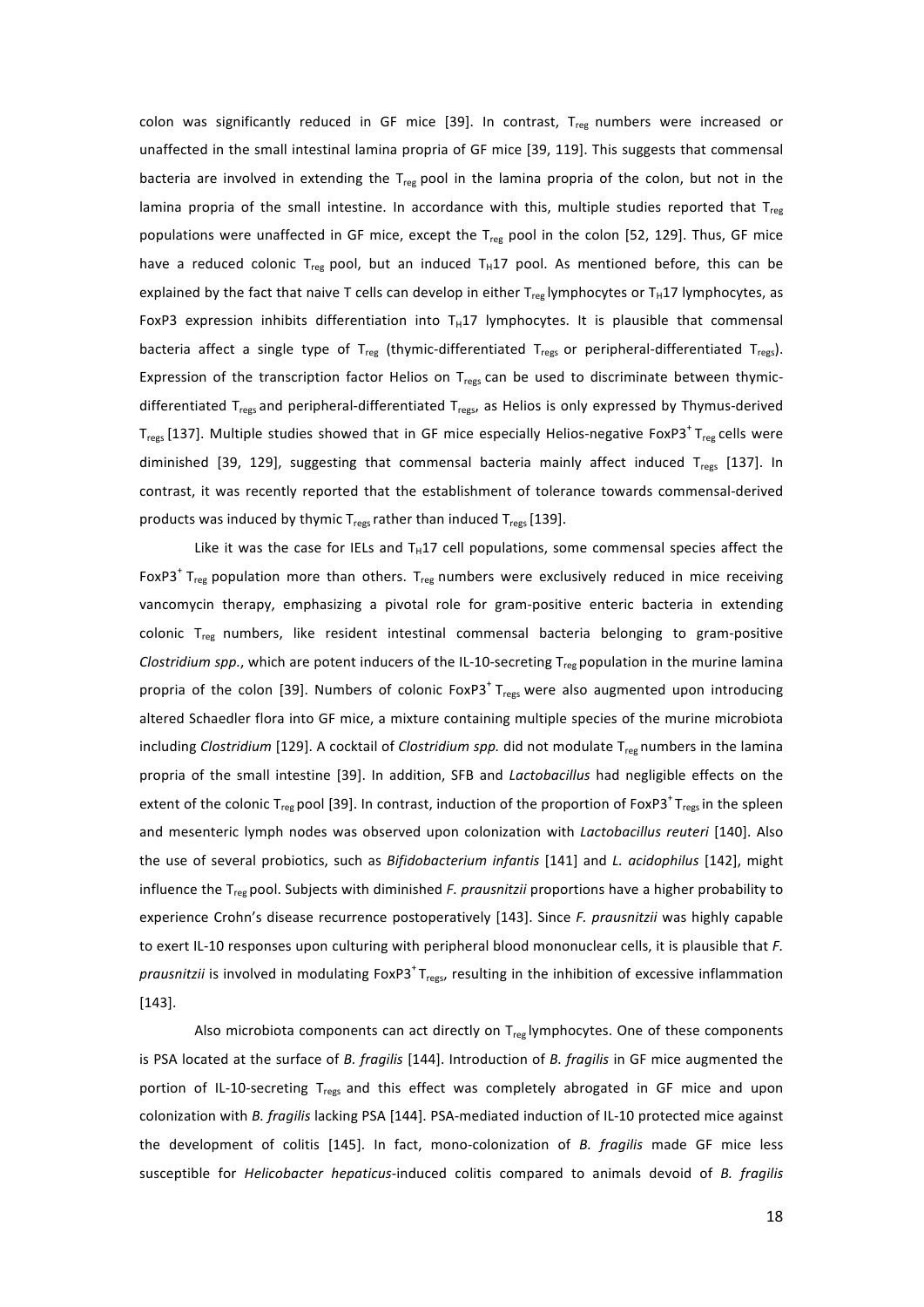colon was significantly reduced in GF mice [39]. In contrast, $T_{reg}$ numbers were increased or unaffected in the small intestinal lamina propria of GF mice [39, 119]. This suggests that commensal bacteria are involved in extending the $T_{reg}$ pool in the lamina propria of the colon, but not in the lamina propria of the small intestine. In accordance with this, multiple studies reported that $T_{reg}$ populations were unaffected in GF mice, except the $T_{reg}$ pool in the colon [52, 129]. Thus, GF mice have a reduced colonic $T_{reg}$ pool, but an induced $T_H17$ pool. As mentioned before, this can be explained by the fact that naive T cells can develop in either $T_{reg}$ lymphocytes or $T_H17$ lymphocytes, as FoxP3 expression inhibits differentiation into $T_H17$ lymphocytes. It is plausible that commensal bacteria affect a single type of $T_{reg}$ (thymic-differentiated $T_{regs}$ or peripheral-differentiated $T_{regs}$). Expression of the transcription factor Helios on $T_{regs}$ can be used to discriminate between thymic-differentiated $T_{regs}$ and peripheral-differentiated $T_{regs}$, as Helios is only expressed by Thymus-derived $T_{regs}$ [137]. Multiple studies showed that in GF mice especially Helios-negative FoxP3$^+$ $T_{reg}$ cells were diminished [39, 129], suggesting that commensal bacteria mainly affect induced $T_{regs}$ [137]. In contrast, it was recently reported that the establishment of tolerance towards commensal-derived products was induced by thymic $T_{regs}$ rather than induced $T_{regs}$ [139].

Like it was the case for IELs and $T_H17$ cell populations, some commensal species affect the FoxP3$^+$ $T_{reg}$ population more than others. $T_{reg}$ numbers were exclusively reduced in mice receiving vancomycin therapy, emphasizing a pivotal role for gram-positive enteric bacteria in extending colonic $T_{reg}$ numbers, like resident intestinal commensal bacteria belonging to gram-positive *Clostridium spp.*, which are potent inducers of the IL-10-secreting $T_{reg}$ population in the murine lamina propria of the colon [39]. Numbers of colonic FoxP3$^+$ $T_{regs}$ were also augmented upon introducing altered Schaedler flora into GF mice, a mixture containing multiple species of the murine microbiota including *Clostridium* [129]. A cocktail of *Clostridium spp.* did not modulate $T_{reg}$ numbers in the lamina propria of the small intestine [39]. In addition, SFB and *Lactobacillus* had negligible effects on the extent of the colonic $T_{reg}$ pool [39]. In contrast, induction of the proportion of FoxP3$^+$ $T_{regs}$ in the spleen and mesenteric lymph nodes was observed upon colonization with *Lactobacillus reuteri* [140]. Also the use of several probiotics, such as *Bifidobacterium infantis* [141] and *L. acidophilus* [142], might influence the $T_{reg}$ pool. Subjects with diminished *F. prausnitzii* proportions have a higher probability to experience Crohn's disease recurrence postoperatively [143]. Since *F. prausnitzii* was highly capable to exert IL-10 responses upon culturing with peripheral blood mononuclear cells, it is plausible that *F. prausnitzii* is involved in modulating FoxP3$^+$ $T_{regs}$, resulting in the inhibition of excessive inflammation [143].

Also microbiota components can act directly on $T_{reg}$ lymphocytes. One of these components is PSA located at the surface of *B. fragilis* [144]. Introduction of *B. fragilis* in GF mice augmented the portion of IL-10-secreting $T_{regs}$ and this effect was completely abrogated in GF mice and upon colonization with *B. fragilis* lacking PSA [144]. PSA-mediated induction of IL-10 protected mice against the development of colitis [145]. In fact, mono-colonization of *B. fragilis* made GF mice less susceptible for *Helicobacter hepaticus*-induced colitis compared to animals devoid of *B. fragilis*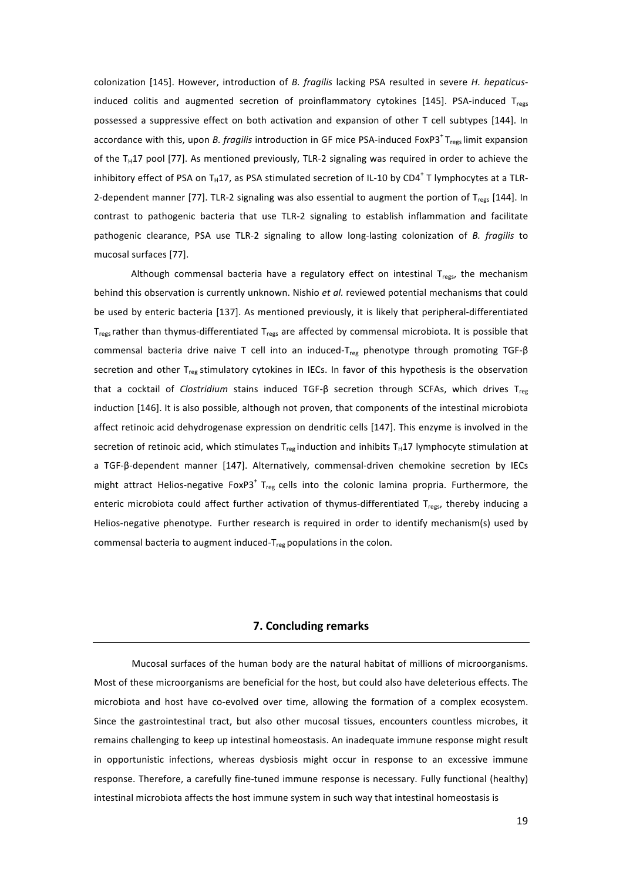colonization [145]. However, introduction of *B. fragilis* lacking PSA resulted in severe *H. hepaticus*-induced colitis and augmented secretion of proinflammatory cytokines [145]. PSA-induced $T_{regs}$ possessed a suppressive effect on both activation and expansion of other T cell subtypes [144]. In accordance with this, upon *B. fragilis* introduction in GF mice PSA-induced $FoxP3^{+}$ $T_{regs}$ limit expansion of the $T_{H}17$ pool [77]. As mentioned previously, TLR-2 signaling was required in order to achieve the inhibitory effect of PSA on $T_{H}17$, as PSA stimulated secretion of IL-10 by $CD4^{+}$ T lymphocytes at a TLR-2-dependent manner [77]. TLR-2 signaling was also essential to augment the portion of $T_{regs}$ [144]. In contrast to pathogenic bacteria that use TLR-2 signaling to establish inflammation and facilitate pathogenic clearance, PSA use TLR-2 signaling to allow long-lasting colonization of *B. fragilis* to mucosal surfaces [77].

Although commensal bacteria have a regulatory effect on intestinal $T_{regs}$, the mechanism behind this observation is currently unknown. Nishio *et al.* reviewed potential mechanisms that could be used by enteric bacteria [137]. As mentioned previously, it is likely that peripheral-differentiated $T_{regs}$ rather than thymus-differentiated $T_{regs}$ are affected by commensal microbiota. It is possible that commensal bacteria drive naive T cell into an induced-$T_{reg}$ phenotype through promoting TGF-β secretion and other $T_{reg}$ stimulatory cytokines in IECs. In favor of this hypothesis is the observation that a cocktail of *Clostridium* stains induced TGF-β secretion through SCFAs, which drives $T_{reg}$ induction [146]. It is also possible, although not proven, that components of the intestinal microbiota affect retinoic acid dehydrogenase expression on dendritic cells [147]. This enzyme is involved in the secretion of retinoic acid, which stimulates $T_{reg}$ induction and inhibits $T_{H}17$ lymphocyte stimulation at a TGF-β-dependent manner [147]. Alternatively, commensal-driven chemokine secretion by IECs might attract Helios-negative $FoxP3^{+}$ $T_{reg}$ cells into the colonic lamina propria. Furthermore, the enteric microbiota could affect further activation of thymus-differentiated $T_{regs}$, thereby inducing a Helios-negative phenotype. Further research is required in order to identify mechanism(s) used by commensal bacteria to augment induced-$T_{reg}$ populations in the colon.

## 7. Concluding remarks

Mucosal surfaces of the human body are the natural habitat of millions of microorganisms. Most of these microorganisms are beneficial for the host, but could also have deleterious effects. The microbiota and host have co-evolved over time, allowing the formation of a complex ecosystem. Since the gastrointestinal tract, but also other mucosal tissues, encounters countless microbes, it remains challenging to keep up intestinal homeostasis. An inadequate immune response might result in opportunistic infections, whereas dysbiosis might occur in response to an excessive immune response. Therefore, a carefully fine-tuned immune response is necessary. Fully functional (healthy) intestinal microbiota affects the host immune system in such way that intestinal homeostasis is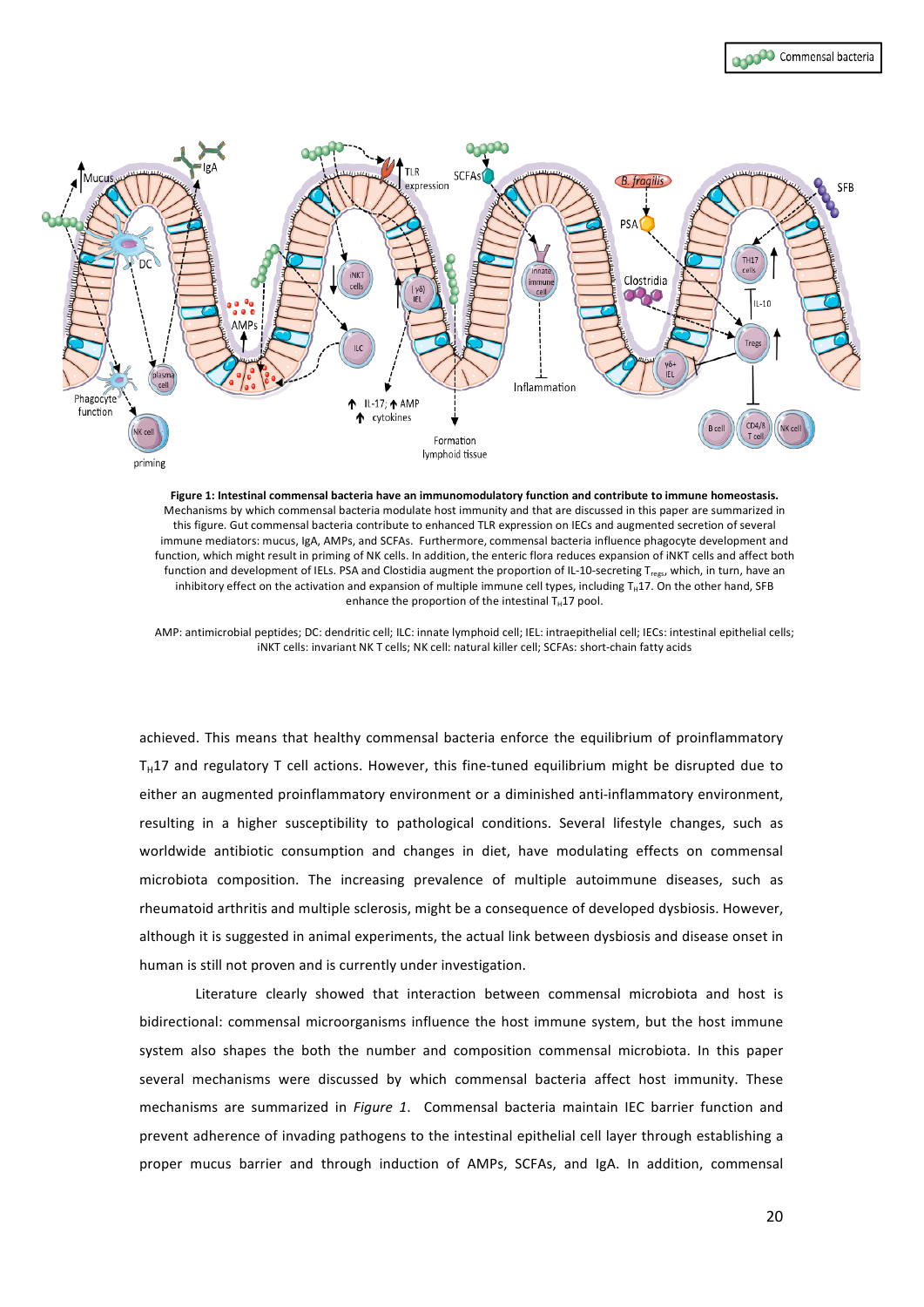**Figure 1: Intestinal commensal bacteria have an immunomodulatory function and contribute to immune homeostasis.** Mechanisms by which commensal bacteria modulate host immunity and that are discussed in this paper are summarized in this figure. Gut commensal bacteria contribute to enhanced TLR expression on IECs and augmented secretion of several immune mediators: mucus, IgA, AMPs, and SCFAs. Furthermore, commensal bacteria influence phagocyte development and function, which might result in priming of NK cells. In addition, the enteric flora reduces expansion of iNKT cells and affect both function and development of IELs. PSA and Clostidia augment the proportion of IL-10-secreting $T_{regs}$, which, in turn, have an inhibitory effect on the activation and expansion of multiple immune cell types, including $T_H17$. On the other hand, SFB enhance the proportion of the intestinal $T_H17$ pool.

AMP: antimicrobial peptides; DC: dendritic cell; ILC: innate lymphoid cell; IEL: intraepithelial cell; IECs: intestinal epithelial cells; iNKT cells: invariant NK T cells; NK cell: natural killer cell; SCFAs: short-chain fatty acids

achieved. This means that healthy commensal bacteria enforce the equilibrium of proinflammatory $T_H17$ and regulatory T cell actions. However, this fine-tuned equilibrium might be disrupted due to either an augmented proinflammatory environment or a diminished anti-inflammatory environment, resulting in a higher susceptibility to pathological conditions. Several lifestyle changes, such as worldwide antibiotic consumption and changes in diet, have modulating effects on commensal microbiota composition. The increasing prevalence of multiple autoimmune diseases, such as rheumatoid arthritis and multiple sclerosis, might be a consequence of developed dysbiosis. However, although it is suggested in animal experiments, the actual link between dysbiosis and disease onset in human is still not proven and is currently under investigation.

Literature clearly showed that interaction between commensal microbiota and host is bidirectional: commensal microorganisms influence the host immune system, but the host immune system also shapes the both the number and composition commensal microbiota. In this paper several mechanisms were discussed by which commensal bacteria affect host immunity. These mechanisms are summarized in *Figure 1*. Commensal bacteria maintain IEC barrier function and prevent adherence of invading pathogens to the intestinal epithelial cell layer through establishing a proper mucus barrier and through induction of AMPs, SCFAs, and IgA. In addition, commensal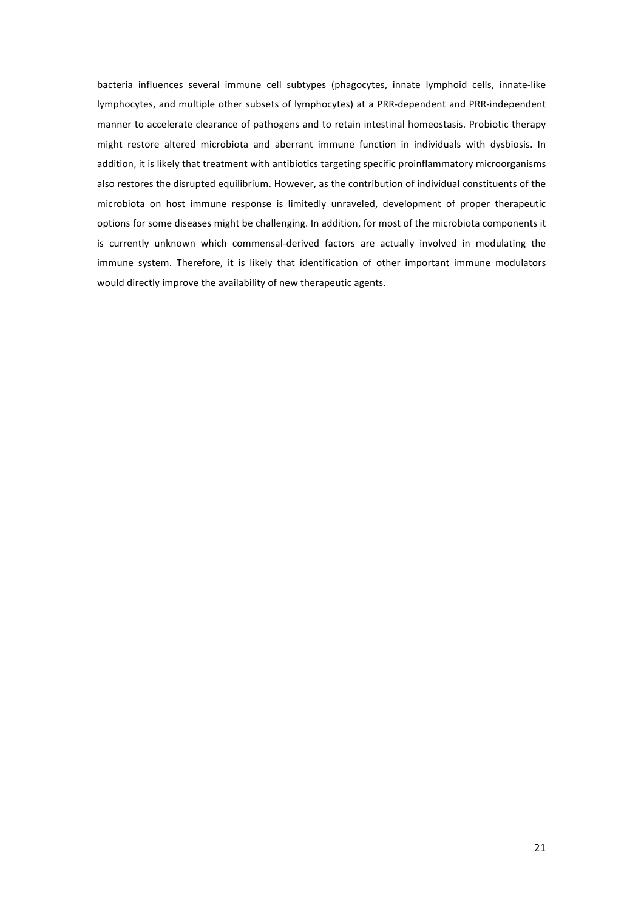bacteria influences several immune cell subtypes (phagocytes, innate lymphoid cells, innate-like lymphocytes, and multiple other subsets of lymphocytes) at a PRR-dependent and PRR-independent manner to accelerate clearance of pathogens and to retain intestinal homeostasis. Probiotic therapy might restore altered microbiota and aberrant immune function in individuals with dysbiosis. In addition, it is likely that treatment with antibiotics targeting specific proinflammatory microorganisms also restores the disrupted equilibrium. However, as the contribution of individual constituents of the microbiota on host immune response is limitedly unraveled, development of proper therapeutic options for some diseases might be challenging. In addition, for most of the microbiota components it is currently unknown which commensal-derived factors are actually involved in modulating the immune system. Therefore, it is likely that identification of other important immune modulators would directly improve the availability of new therapeutic agents.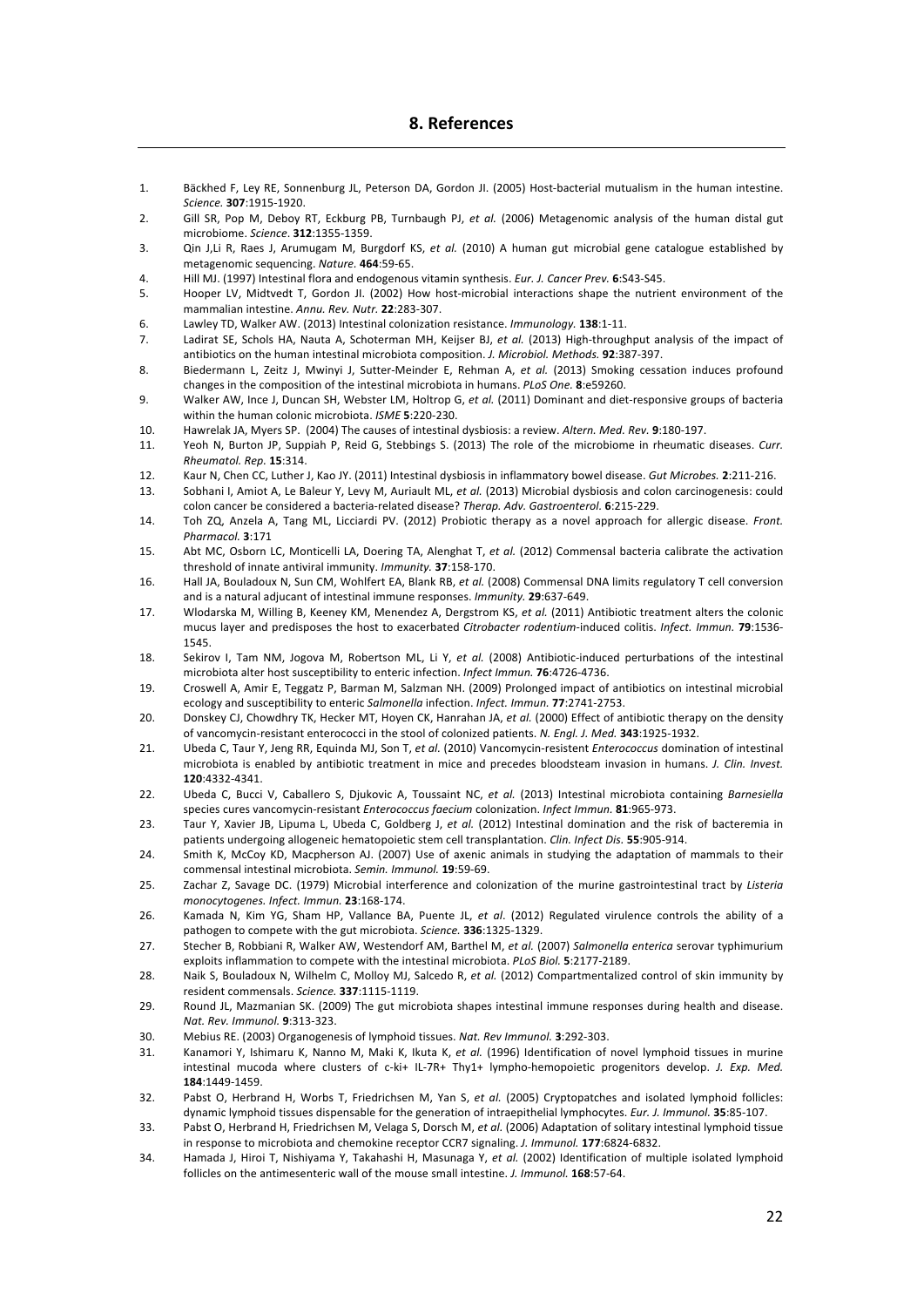## 8. References

1. Bäckhed F, Ley RE, Sonnenburg JL, Peterson DA, Gordon JI. (2005) Host-bacterial mutualism in the human intestine. *Science.* **307**:1915-1920.
2. Gill SR, Pop M, Deboy RT, Eckburg PB, Turnbaugh PJ, *et al.* (2006) Metagenomic analysis of the human distal gut microbiome. *Science*. **312**:1355-1359.
3. Qin J,Li R, Raes J, Arumugam M, Burgdorf KS, *et al.* (2010) A human gut microbial gene catalogue established by metagenomic sequencing. *Nature.* **464**:59-65.
4. Hill MJ. (1997) Intestinal flora and endogenous vitamin synthesis. *Eur. J. Cancer Prev.* **6**:S43-S45.
5. Hooper LV, Midtvedt T, Gordon JI. (2002) How host-microbial interactions shape the nutrient environment of the mammalian intestine. *Annu. Rev. Nutr.* **22**:283-307.
6. Lawley TD, Walker AW. (2013) Intestinal colonization resistance. *Immunology.* **138**:1-11.
7. Ladirat SE, Schols HA, Nauta A, Schoterman MH, Keijser BJ, *et al.* (2013) High-throughput analysis of the impact of antibiotics on the human intestinal microbiota composition. *J. Microbiol. Methods.* **92**:387-397.
8. Biedermann L, Zeitz J, Mwinyi J, Sutter-Meinder E, Rehman A, *et al.* (2013) Smoking cessation induces profound changes in the composition of the intestinal microbiota in humans. *PLoS One.* **8**:e59260.
9. Walker AW, Ince J, Duncan SH, Webster LM, Holtrop G, *et al.* (2011) Dominant and diet-responsive groups of bacteria within the human colonic microbiota. *ISME* **5**:220-230.
10. Hawrelak JA, Myers SP. (2004) The causes of intestinal dysbiosis: a review. *Altern. Med. Rev.* **9**:180-197.
11. Yeoh N, Burton JP, Suppiah P, Reid G, Stebbings S. (2013) The role of the microbiome in rheumatic diseases. *Curr. Rheumatol. Rep.* **15**:314.
12. Kaur N, Chen CC, Luther J, Kao JY. (2011) Intestinal dysbiosis in inflammatory bowel disease. *Gut Microbes.* **2**:211-216.
13. Sobhani I, Amiot A, Le Baleur Y, Levy M, Auriault ML, *et al.* (2013) Microbial dysbiosis and colon carcinogenesis: could colon cancer be considered a bacteria-related disease? *Therap. Adv. Gastroenterol.* **6**:215-229.
14. Toh ZQ, Anzela A, Tang ML, Licciardi PV. (2012) Probiotic therapy as a novel approach for allergic disease. *Front. Pharmacol.* **3**:171
15. Abt MC, Osborn LC, Monticelli LA, Doering TA, Alenghat T, *et al.* (2012) Commensal bacteria calibrate the activation threshold of innate antiviral immunity. *Immunity.* **37**:158-170.
16. Hall JA, Bouladoux N, Sun CM, Wohlfert EA, Blank RB, *et al.* (2008) Commensal DNA limits regulatory T cell conversion and is a natural adjucant of intestinal immune responses. *Immunity.* **29**:637-649.
17. Wlodarska M, Willing B, Keeney KM, Menendez A, Dergstrom KS, *et al.* (2011) Antibiotic treatment alters the colonic mucus layer and predisposes the host to exacerbated *Citrobacter rodentium*-induced colitis. *Infect. Immun.* **79**:1536-1545.
18. Sekirov I, Tam NM, Jogova M, Robertson ML, Li Y, *et al.* (2008) Antibiotic-induced perturbations of the intestinal microbiota alter host susceptibility to enteric infection. *Infect Immun.* **76**:4726-4736.
19. Croswell A, Amir E, Teggatz P, Barman M, Salzman NH. (2009) Prolonged impact of antibiotics on intestinal microbial ecology and susceptibility to enteric *Salmonella* infection. *Infect. Immun.* **77**:2741-2753.
20. Donskey CJ, Chowdhry TK, Hecker MT, Hoyen CK, Hanrahan JA, *et al.* (2000) Effect of antibiotic therapy on the density of vancomycin-resistant enterococci in the stool of colonized patients. *N. Engl. J. Med.* **343**:1925-1932.
21. Ubeda C, Taur Y, Jeng RR, Equinda MJ, Son T, *et al.* (2010) Vancomycin-resistent *Enterococcus* domination of intestinal microbiota is enabled by antibiotic treatment in mice and precedes bloodsteam invasion in humans. *J. Clin. Invest.* **120**:4332-4341.
22. Ubeda C, Bucci V, Caballero S, Djukovic A, Toussaint NC, *et al.* (2013) Intestinal microbiota containing *Barnesiella* species cures vancomycin-resistant *Enterococcus faecium* colonization. *Infect Immun.* **81**:965-973.
23. Taur Y, Xavier JB, Lipuma L, Ubeda C, Goldberg J, *et al.* (2012) Intestinal domination and the risk of bacteremia in patients undergoing allogeneic hematopoietic stem cell transplantation. *Clin. Infect Dis.* **55**:905-914.
24. Smith K, McCoy KD, Macpherson AJ. (2007) Use of axenic animals in studying the adaptation of mammals to their commensal intestinal microbiota. *Semin. Immunol.* **19**:59-69.
25. Zachar Z, Savage DC. (1979) Microbial interference and colonization of the murine gastrointestinal tract by *Listeria monocytogenes. Infect. Immun.* **23**:168-174.
26. Kamada N, Kim YG, Sham HP, Vallance BA, Puente JL, *et al*. (2012) Regulated virulence controls the ability of a pathogen to compete with the gut microbiota. *Science.* **336**:1325-1329.
27. Stecher B, Robbiani R, Walker AW, Westendorf AM, Barthel M, *et al.* (2007) *Salmonella enterica* serovar typhimurium exploits inflammation to compete with the intestinal microbiota. *PLoS Biol.* **5**:2177-2189.
28. Naik S, Bouladoux N, Wilhelm C, Molloy MJ, Salcedo R, *et al.* (2012) Compartmentalized control of skin immunity by resident commensals. *Science.* **337**:1115-1119.
29. Round JL, Mazmanian SK. (2009) The gut microbiota shapes intestinal immune responses during health and disease. *Nat. Rev. Immunol.* **9**:313-323.
30. Mebius RE. (2003) Organogenesis of lymphoid tissues. *Nat. Rev Immunol.* **3**:292-303.
31. Kanamori Y, Ishimaru K, Nanno M, Maki K, Ikuta K, *et al.* (1996) Identification of novel lymphoid tissues in murine intestinal mucoda where clusters of c-ki+ IL-7R+ Thy1+ lympho-hemopoietic progenitors develop. *J. Exp. Med.* **184**:1449-1459.
32. Pabst O, Herbrand H, Worbs T, Friedrichsen M, Yan S, *et al.* (2005) Cryptopatches and isolated lymphoid follicles: dynamic lymphoid tissues dispensable for the generation of intraepithelial lymphocytes. *Eur. J. Immunol.* **35**:85-107.
33. Pabst O, Herbrand H, Friedrichsen M, Velaga S, Dorsch M, *et al.* (2006) Adaptation of solitary intestinal lymphoid tissue in response to microbiota and chemokine receptor CCR7 signaling. *J. Immunol.* **177**:6824-6832.
34. Hamada J, Hiroi T, Nishiyama Y, Takahashi H, Masunaga Y, *et al.* (2002) Identification of multiple isolated lymphoid follicles on the antimesenteric wall of the mouse small intestine. *J. Immunol.* **168**:57-64.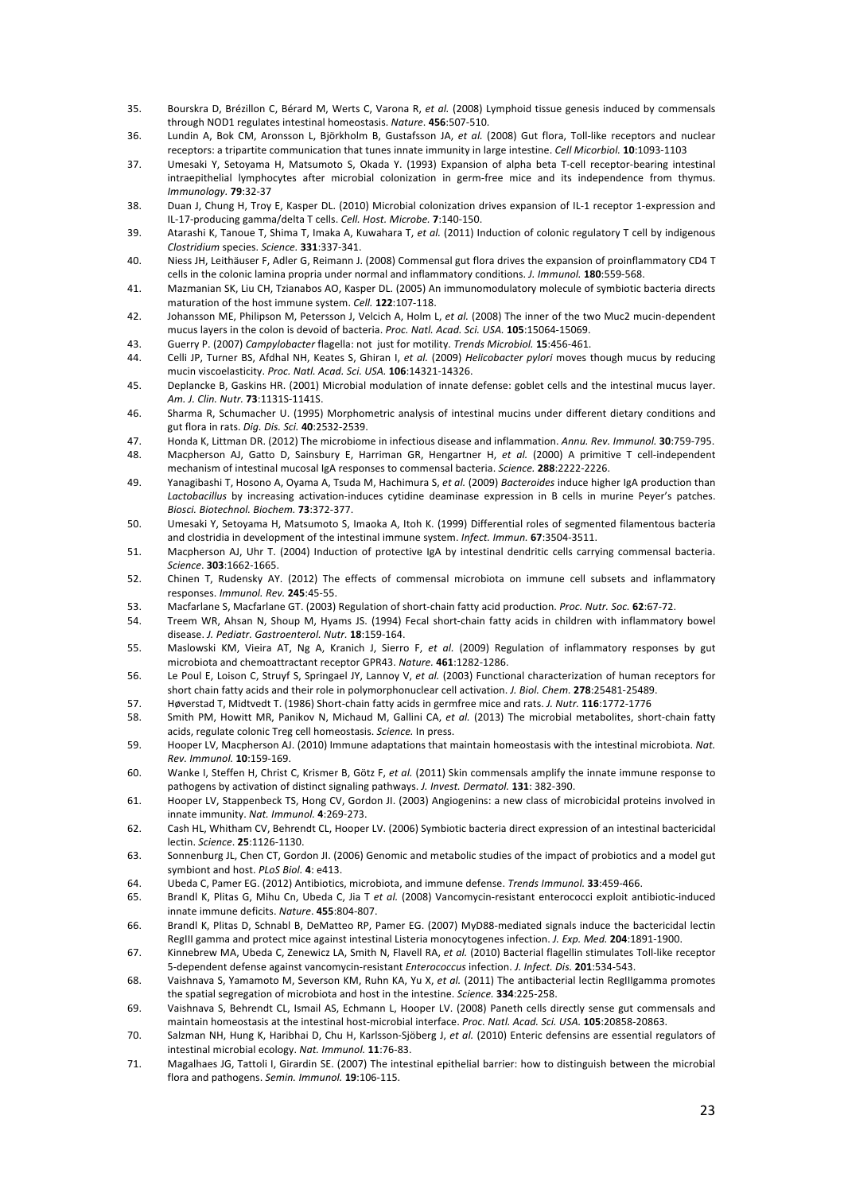35. Bourskra D, Brézillon C, Bérard M, Werts C, Varona R, *et al.* (2008) Lymphoid tissue genesis induced by commensals through NOD1 regulates intestinal homeostasis. *Nature*. **456**:507-510.
36. Lundin A, Bok CM, Aronsson L, Björkholm B, Gustafsson JA, *et al.* (2008) Gut flora, Toll-like receptors and nuclear receptors: a tripartite communication that tunes innate immunity in large intestine. *Cell Micorbiol.* **10**:1093-1103
37. Umesaki Y, Setoyama H, Matsumoto S, Okada Y. (1993) Expansion of alpha beta T-cell receptor-bearing intestinal intraepithelial lymphocytes after microbial colonization in germ-free mice and its independence from thymus. *Immunology*. **79**:32-37
38. Duan J, Chung H, Troy E, Kasper DL. (2010) Microbial colonization drives expansion of IL-1 receptor 1-expression and IL-17-producing gamma/delta T cells. *Cell. Host. Microbe.* **7**:140-150.
39. Atarashi K, Tanoue T, Shima T, Imaka A, Kuwahara T, *et al.* (2011) Induction of colonic regulatory T cell by indigenous *Clostridium* species. *Science*. **331**:337-341.
40. Niess JH, Leithäuser F, Adler G, Reimann J. (2008) Commensal gut flora drives the expansion of proinflammatory CD4 T cells in the colonic lamina propria under normal and inflammatory conditions. *J. Immunol.* **180**:559-568.
41. Mazmanian SK, Liu CH, Tzianabos AO, Kasper DL. (2005) An immunomodulatory molecule of symbiotic bacteria directs maturation of the host immune system. *Cell.* **122**:107-118.
42. Johansson ME, Philipson M, Petersson J, Velcich A, Holm L, *et al.* (2008) The inner of the two Muc2 mucin-dependent mucus layers in the colon is devoid of bacteria. *Proc. Natl. Acad. Sci. USA.* **105**:15064-15069.
43. Guerry P. (2007) *Campylobacter* flagella: not just for motility. *Trends Microbiol.* **15**:456-461.
44. Celli JP, Turner BS, Afdhal NH, Keates S, Ghiran I, *et al.* (2009) *Helicobacter pylori* moves though mucus by reducing mucin viscoelasticity. *Proc. Natl. Acad. Sci. USA.* **106**:14321-14326.
45. Deplancke B, Gaskins HR. (2001) Microbial modulation of innate defense: goblet cells and the intestinal mucus layer. *Am. J. Clin. Nutr.* **73**:1131S-1141S.
46. Sharma R, Schumacher U. (1995) Morphometric analysis of intestinal mucins under different dietary conditions and gut flora in rats. *Dig. Dis. Sci.* **40**:2532-2539.
47. Honda K, Littman DR. (2012) The microbiome in infectious disease and inflammation. *Annu. Rev. Immunol.* **30**:759-795.
48. Macpherson AJ, Gatto D, Sainsbury E, Harriman GR, Hengartner H, *et al.* (2000) A primitive T cell-independent mechanism of intestinal mucosal IgA responses to commensal bacteria. *Science.* **288**:2222-2226.
49. Yanagibashi T, Hosono A, Oyama A, Tsuda M, Hachimura S, *et al.* (2009) *Bacteroides* induce higher IgA production than *Lactobacillus* by increasing activation-induces cytidine deaminase expression in B cells in murine Peyer's patches. *Biosci. Biotechnol. Biochem.* **73**:372-377.
50. Umesaki Y, Setoyama H, Matsumoto S, Imaoka A, Itoh K. (1999) Differential roles of segmented filamentous bacteria and clostridia in development of the intestinal immune system. *Infect. Immun.* **67**:3504-3511.
51. Macpherson AJ, Uhr T. (2004) Induction of protective IgA by intestinal dendritic cells carrying commensal bacteria. *Science*. **303**:1662-1665.
52. Chinen T, Rudensky AY. (2012) The effects of commensal microbiota on immune cell subsets and inflammatory responses. *Immunol. Rev.* **245**:45-55.
53. Macfarlane S, Macfarlane GT. (2003) Regulation of short-chain fatty acid production. *Proc. Nutr. Soc.* **62**:67-72.
54. Treem WR, Ahsan N, Shoup M, Hyams JS. (1994) Fecal short-chain fatty acids in children with inflammatory bowel disease. *J. Pediatr. Gastroenterol. Nutr.* **18**:159-164.
55. Maslowski KM, Vieira AT, Ng A, Kranich J, Sierro F, *et al.* (2009) Regulation of inflammatory responses by gut microbiota and chemoattractant receptor GPR43. *Nature*. **461**:1282-1286.
56. Le Poul E, Loison C, Struyf S, Springael JY, Lannoy V, *et al.* (2003) Functional characterization of human receptors for short chain fatty acids and their role in polymorphonuclear cell activation. *J. Biol. Chem.* **278**:25481-25489.
57. Høverstad T, Midtvedt T. (1986) Short-chain fatty acids in germfree mice and rats. *J. Nutr.* **116**:1772-1776
58. Smith PM, Howitt MR, Panikov N, Michaud M, Gallini CA, *et al.* (2013) The microbial metabolites, short-chain fatty acids, regulate colonic Treg cell homeostasis. *Science.* In press.
59. Hooper LV, Macpherson AJ. (2010) Immune adaptations that maintain homeostasis with the intestinal microbiota. *Nat. Rev. Immunol.* **10**:159-169.
60. Wanke I, Steffen H, Christ C, Krismer B, Götz F, *et al.* (2011) Skin commensals amplify the innate immune response to pathogens by activation of distinct signaling pathways. *J. Invest. Dermatol.* **131**: 382-390.
61. Hooper LV, Stappenbeck TS, Hong CV, Gordon JI. (2003) Angiogenins: a new class of microbicidal proteins involved in innate immunity. *Nat. Immunol.* **4**:269-273.
62. Cash HL, Whitham CV, Behrendt CL, Hooper LV. (2006) Symbiotic bacteria direct expression of an intestinal bactericidal lectin. *Science*. **25**:1126-1130.
63. Sonnenburg JL, Chen CT, Gordon JI. (2006) Genomic and metabolic studies of the impact of probiotics and a model gut symbiont and host. *PLoS Biol.* **4**: e413.
64. Ubeda C, Pamer EG. (2012) Antibiotics, microbiota, and immune defense. *Trends Immunol.* **33**:459-466.
65. Brandl K, Plitas G, Mihu Cn, Ubeda C, Jia T *et al.* (2008) Vancomycin-resistant enterococci exploit antibiotic-induced innate immune deficits. *Nature*. **455**:804-807.
66. Brandl K, Plitas D, Schnabl B, DeMatteo RP, Pamer EG. (2007) MyD88-mediated signals induce the bactericidal lectin RegIII gamma and protect mice against intestinal Listeria monocytogenes infection. *J. Exp. Med.* **204**:1891-1900.
67. Kinnebrew MA, Ubeda C, Zenewicz LA, Smith N, Flavell RA, *et al.* (2010) Bacterial flagellin stimulates Toll-like receptor 5-dependent defense against vancomycin-resistant *Enterococcus* infection. *J. Infect. Dis.* **201**:534-543.
68. Vaishnava S, Yamamoto M, Severson KM, Ruhn KA, Yu X, *et al.* (2011) The antibacterial lectin RegIIIgamma promotes the spatial segregation of microbiota and host in the intestine. *Science.* **334**:225-258.
69. Vaishnava S, Behrendt CL, Ismail AS, Echmann L, Hooper LV. (2008) Paneth cells directly sense gut commensals and maintain homeostasis at the intestinal host-microbial interface. *Proc. Natl. Acad. Sci. USA.* **105**:20858-20863.
70. Salzman NH, Hung K, Haribhai D, Chu H, Karlsson-Sjöberg J, *et al.* (2010) Enteric defensins are essential regulators of intestinal microbial ecology. *Nat. Immunol.* **11**:76-83.
71. Magalhaes JG, Tattoli I, Girardin SE. (2007) The intestinal epithelial barrier: how to distinguish between the microbial flora and pathogens. *Semin. Immunol.* **19**:106-115.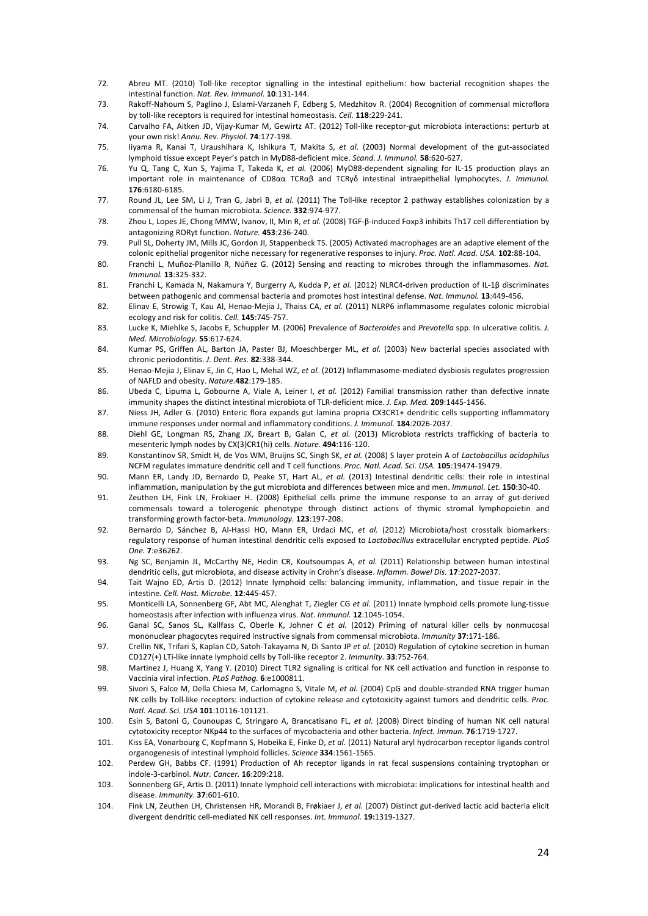72. Abreu MT. (2010) Toll-like receptor signalling in the intestinal epithelium: how bacterial recognition shapes the intestinal function. *Nat. Rev. Immunol.* **10**:131-144.
73. Rakoff-Nahoum S, Paglino J, Eslami-Varzaneh F, Edberg S, Medzhitov R. (2004) Recognition of commensal microflora by toll-like receptors is required for intestinal homeostasis. *Cell.* **118**:229-241.
74. Carvalho FA, Aitken JD, Vijay-Kumar M, Gewirtz AT. (2012) Toll-like receptor-gut microbiota interactions: perturb at your own risk! *Annu. Rev. Physiol.* **74**:177-198.
75. Iiyama R, Kanai T, Uraushihara K, Ishikura T, Makita S, *et al.* (2003) Normal development of the gut-associated lymphoid tissue except Peyer's patch in MyD88-deficient mice. *Scand. J. Immunol.* **58**:620-627.
76. Yu Q, Tang C, Xun S, Yajima T, Takeda K, *et al.* (2006) MyD88-dependent signaling for IL-15 production plays an important role in maintenance of CD8αα TCRαβ and TCRγδ intestinal intraepithelial lymphocytes. *J. Immunol.* **176**:6180-6185.
77. Round JL, Lee SM, Li J, Tran G, Jabri B, *et al.* (2011) The Toll-like receptor 2 pathway establishes colonization by a commensal of the human microbiota. *Science.* **332**:974-977.
78. Zhou L, Lopes JE, Chong MMW, Ivanov, II, Min R, *et al.* (2008) TGF-β-induced Foxp3 inhibits Th17 cell differentiation by antagonizing RORγt function. *Nature.* **453**:236-240.
79. Pull SL, Doherty JM, Mills JC, Gordon JI, Stappenbeck TS. (2005) Activated macrophages are an adaptive element of the colonic epithelial progenitor niche necessary for regenerative responses to injury. *Proc. Natl. Acad. USA.* **102**:88-104.
80. Franchi L, Muñoz-Planillo R, Núñez G. (2012) Sensing and reacting to microbes through the inflammasomes. *Nat. Immunol.* **13**:325-332.
81. Franchi L, Kamada N, Nakamura Y, Burgerry A, Kudda P, *et al.* (2012) NLRC4-driven production of IL-1β discriminates between pathogenic and commensal bacteria and promotes host intestinal defense. *Nat. Immunol.* **13**:449-456.
82. Elinav E, Strowig T, Kau Al, Henao-Mejia J, Thaiss CA, *et al.* (2011) NLRP6 inflammasome regulates colonic microbial ecology and risk for colitis. *Cell.* **145**:745-757.
83. Lucke K, Miehlke S, Jacobs E, Schuppler M. (2006) Prevalence of *Bacteroides* and *Prevotella* spp. In ulcerative colitis. *J. Med. Microbiology.* **55**:617-624.
84. Kumar PS, Griffen AL, Barton JA, Paster BJ, Moeschberger ML, *et al.* (2003) New bacterial species associated with chronic periodontitis. *J. Dent. Res.* **82**:338-344.
85. Henao-Mejia J, Elinav E, Jin C, Hao L, Mehal WZ, *et al.* (2012) Inflammasome-mediated dysbiosis regulates progression of NAFLD and obesity. *Nature.***482**:179-185.
86. Ubeda C, Lipuma L, Gobourne A, Viale A, Leiner I, *et al.* (2012) Familial transmission rather than defective innate immunity shapes the distinct intestinal microbiota of TLR-deficient mice. *J. Exp. Med.* **209**:1445-1456.
87. Niess JH, Adler G. (2010) Enteric flora expands gut lamina propria CX3CR1+ dendritic cells supporting inflammatory immune responses under normal and inflammatory conditions. *J. Immunol.* **184**:2026-2037.
88. Diehl GE, Longman RS, Zhang JX, Breart B, Galan C, *et al.* (2013) Microbiota restricts trafficking of bacteria to mesenteric lymph nodes by CX(3)CR1(hi) cells. *Nature.* **494**:116-120.
89. Konstantinov SR, Smidt H, de Vos WM, Bruijns SC, Singh SK, *et al.* (2008) S layer protein A of *Lactobacillus acidophilus* NCFM regulates immature dendritic cell and T cell functions. *Proc. Natl. Acad. Sci. USA.* **105**:19474-19479.
90. Mann ER, Landy JD, Bernardo D, Peake ST, Hart AL, *et al.* (2013) Intestinal dendritic cells: their role in intestinal inflammation, manipulation by the gut microbiota and differences between mice and men. *Immunol. Let.* **150**:30-40.
91. Zeuthen LH, Fink LN, Frokiaer H. (2008) Epithelial cells prime the immune response to an array of gut-derived commensals toward a tolerogenic phenotype through distinct actions of thymic stromal lymphopoietin and transforming growth factor-beta. *Immunology.* **123**:197-208.
92. Bernardo D, Sánchez B, Al-Hassi HO, Mann ER, Urdaci MC, *et al.* (2012) Microbiota/host crosstalk biomarkers: regulatory response of human intestinal dendritic cells exposed to *Lactobacillus* extracellular encrypted peptide. *PLoS One.* **7**:e36262.
93. Ng SC, Benjamin JL, McCarthy NE, Hedin CR, Koutsoumpas A, *et al.* (2011) Relationship between human intestinal dendritic cells, gut microbiota, and disease activity in Crohn's disease. *Inflamm. Bowel Dis.* **17**:2027-2037.
94. Tait Wajno ED, Artis D. (2012) Innate lymphoid cells: balancing immunity, inflammation, and tissue repair in the intestine. *Cell. Host. Microbe.* **12**:445-457.
95. Monticelli LA, Sonnenberg GF, Abt MC, Alenghat T, Ziegler CG *et al.* (2011) Innate lymphoid cells promote lung-tissue homeostasis after infection with influenza virus. *Nat. Immunol.* **12**:1045-1054.
96. Ganal SC, Sanos SL, Kallfass C, Oberle K, Johner C *et al.* (2012) Priming of natural killer cells by nonmucosal mononuclear phagocytes required instructive signals from commensal microbiota. *Immunity* **37**:171-186.
97. Crellin NK, Trifari S, Kaplan CD, Satoh-Takayama N, Di Santo JP *et al.* (2010) Regulation of cytokine secretion in human CD127(+) LTi-like innate lymphoid cells by Toll-like receptor 2. *Immunity.* **33**:752-764.
98. Martinez J, Huang X, Yang Y. (2010) Direct TLR2 signaling is critical for NK cell activation and function in response to Vaccinia viral infection. *PLoS Pathog.* **6**:e1000811.
99. Sivori S, Falco M, Della Chiesa M, Carlomagno S, Vitale M, *et al.* (2004) CpG and double-stranded RNA trigger human NK cells by Toll-like receptors: induction of cytokine release and cytotoxicity against tumors and dendritic cells. *Proc. Natl. Acad. Sci. USA* **101**:10116-101121.
100. Esin S, Batoni G, Counoupas C, Stringaro A, Brancatisano FL, *et al.* (2008) Direct binding of human NK cell natural cytotoxicity receptor NKp44 to the surfaces of mycobacteria and other bacteria. *Infect. Immun.* **76**:1719-1727.
101. Kiss EA, Vonarbourg C, Kopfmann S, Hobeika E, Finke D, *et al.* (2011) Natural aryl hydrocarbon receptor ligands control organogenesis of intestinal lymphoid follicles. *Science* **334**:1561-1565.
102. Perdew GH, Babbs CF. (1991) Production of Ah receptor ligands in rat fecal suspensions containing tryptophan or indole-3-carbinol. *Nutr. Cancer.* **16**:209:218.
103. Sonnenberg GF, Artis D. (2011) Innate lymphoid cell interactions with microbiota: implications for intestinal health and disease. *Immunity*. **37**:601-610.
104. Fink LN, Zeuthen LH, Christensen HR, Morandi B, Frøkiaer J, *et al.* (2007) Distinct gut-derived lactic acid bacteria elicit divergent dendritic cell-mediated NK cell responses. *Int. Immunol.* **19:**1319-1327.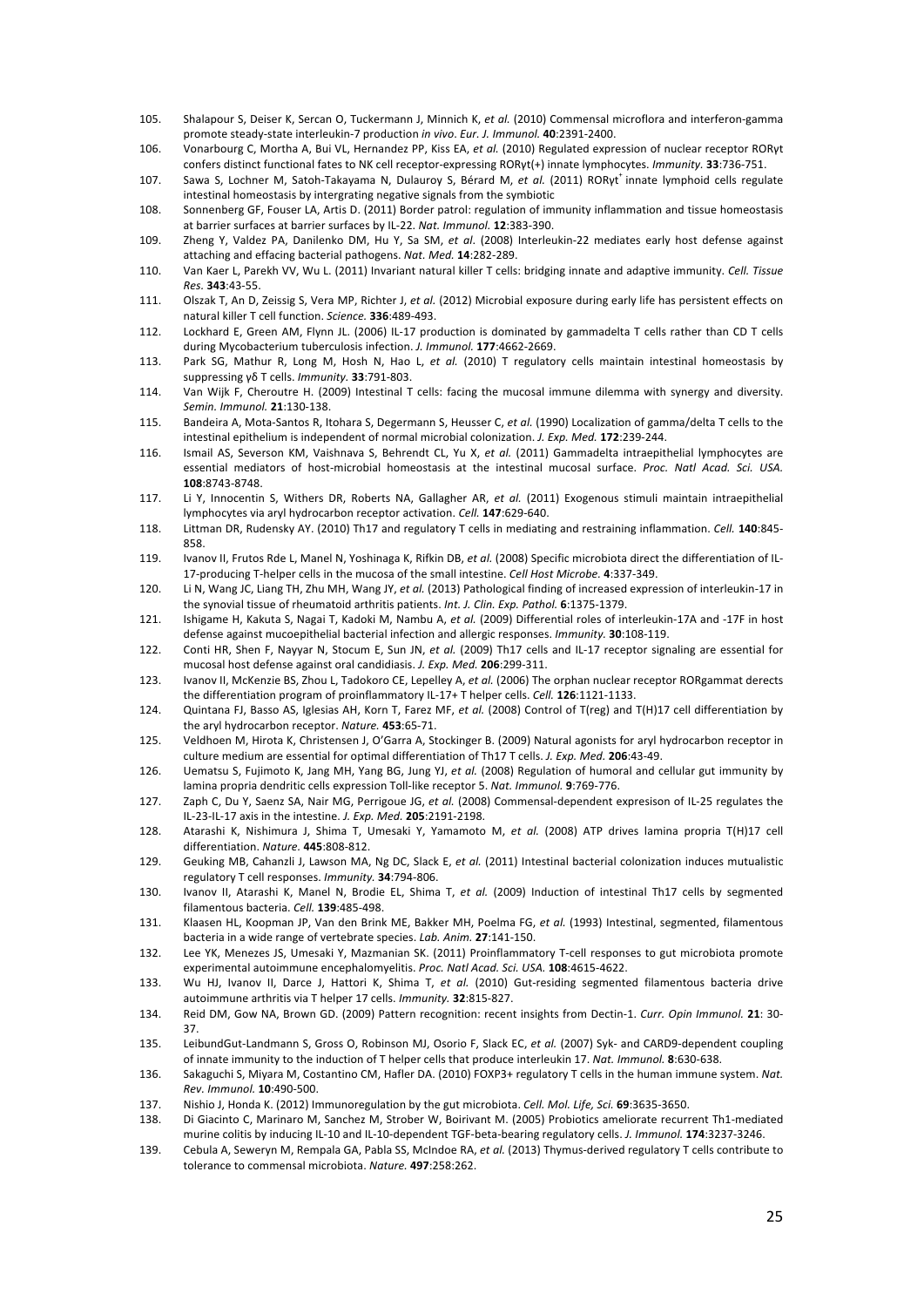105. Shalapour S, Deiser K, Sercan O, Tuckermann J, Minnich K, *et al.* (2010) Commensal microflora and interferon-gamma promote steady-state interleukin-7 production *in vivo*. *Eur. J. Immunol.* **40**:2391-2400.
106. Vonarbourg C, Mortha A, Bui VL, Hernandez PP, Kiss EA, *et al.* (2010) Regulated expression of nuclear receptor RORγt confers distinct functional fates to NK cell receptor-expressing RORγt(+) innate lymphocytes. *Immunity*. **33**:736-751.
107. Sawa S, Lochner M, Satoh-Takayama N, Dulauroy S, Bérard M, *et al.* (2011) RORγt[+] innate lymphoid cells regulate intestinal homeostasis by intergrating negative signals from the symbiotic
108. Sonnenberg GF, Fouser LA, Artis D. (2011) Border patrol: regulation of immunity inflammation and tissue homeostasis at barrier surfaces at barrier surfaces by IL-22. *Nat. Immunol.* **12**:383-390.
109. Zheng Y, Valdez PA, Danilenko DM, Hu Y, Sa SM, *et al*. (2008) Interleukin-22 mediates early host defense against attaching and effacing bacterial pathogens. *Nat. Med.* **14**:282-289.
110. Van Kaer L, Parekh VV, Wu L. (2011) Invariant natural killer T cells: bridging innate and adaptive immunity. *Cell. Tissue Res.* **343**:43-55.
111. Olszak T, An D, Zeissig S, Vera MP, Richter J, *et al.* (2012) Microbial exposure during early life has persistent effects on natural killer T cell function. *Science.* **336**:489-493.
112. Lockhard E, Green AM, Flynn JL. (2006) IL-17 production is dominated by gammadelta T cells rather than CD T cells during Mycobacterium tuberculosis infection. *J. Immunol.* **177**:4662-2669.
113. Park SG, Mathur R, Long M, Hosh N, Hao L, *et al.* (2010) T regulatory cells maintain intestinal homeostasis by suppressing γδ T cells. *Immunity.* **33**:791-803.
114. Van Wijk F, Cheroutre H. (2009) Intestinal T cells: facing the mucosal immune dilemma with synergy and diversity. *Semin. Immunol.* **21**:130-138.
115. Bandeira A, Mota-Santos R, Itohara S, Degermann S, Heusser C, *et al.* (1990) Localization of gamma/delta T cells to the intestinal epithelium is independent of normal microbial colonization. *J. Exp. Med.* **172**:239-244.
116. Ismail AS, Severson KM, Vaishnava S, Behrendt CL, Yu X, *et al.* (2011) Gammadelta intraepithelial lymphocytes are essential mediators of host-microbial homeostasis at the intestinal mucosal surface. *Proc. Natl Acad. Sci. USA.* **108**:8743-8748.
117. Li Y, Innocentin S, Withers DR, Roberts NA, Gallagher AR, *et al.* (2011) Exogenous stimuli maintain intraepithelial lymphocytes via aryl hydrocarbon receptor activation. *Cell.* **147**:629-640.
118. Littman DR, Rudensky AY. (2010) Th17 and regulatory T cells in mediating and restraining inflammation. *Cell.* **140**:845-858.
119. Ivanov II, Frutos Rde L, Manel N, Yoshinaga K, Rifkin DB, *et al.* (2008) Specific microbiota direct the differentiation of IL-17-producing T-helper cells in the mucosa of the small intestine. *Cell Host Microbe.* **4**:337-349.
120. Li N, Wang JC, Liang TH, Zhu MH, Wang JY, *et al.* (2013) Pathological finding of increased expression of interleukin-17 in the synovial tissue of rheumatoid arthritis patients. *Int. J. Clin. Exp. Pathol.* **6**:1375-1379.
121. Ishigame H, Kakuta S, Nagai T, Kadoki M, Nambu A, *et al.* (2009) Differential roles of interleukin-17A and -17F in host defense against mucoepithelial bacterial infection and allergic responses. *Immunity.* **30**:108-119.
122. Conti HR, Shen F, Nayyar N, Stocum E, Sun JN, *et al.* (2009) Th17 cells and IL-17 receptor signaling are essential for mucosal host defense against oral candidiasis. *J. Exp. Med.* **206**:299-311.
123. Ivanov II, McKenzie BS, Zhou L, Tadokoro CE, Lepelley A, *et al.* (2006) The orphan nuclear receptor RORgammat derects the differentiation program of proinflammatory IL-17+ T helper cells. *Cell.* **126**:1121-1133.
124. Quintana FJ, Basso AS, Iglesias AH, Korn T, Farez MF, *et al.* (2008) Control of T(reg) and T(H)17 cell differentiation by the aryl hydrocarbon receptor. *Nature.* **453**:65-71.
125. Veldhoen M, Hirota K, Christensen J, O'Garra A, Stockinger B. (2009) Natural agonists for aryl hydrocarbon receptor in culture medium are essential for optimal differentiation of Th17 T cells. *J. Exp. Med.* **206**:43-49.
126. Uematsu S, Fujimoto K, Jang MH, Yang BG, Jung YJ, *et al.* (2008) Regulation of humoral and cellular gut immunity by lamina propria dendritic cells expression Toll-like receptor 5. *Nat. Immunol.* **9**:769-776.
127. Zaph C, Du Y, Saenz SA, Nair MG, Perrigoue JG, *et al.* (2008) Commensal-dependent expresison of IL-25 regulates the IL-23-IL-17 axis in the intestine. *J. Exp. Med.* **205**:2191-2198.
128. Atarashi K, Nishimura J, Shima T, Umesaki Y, Yamamoto M, *et al.* (2008) ATP drives lamina propria T(H)17 cell differentiation. *Nature.* **445**:808-812.
129. Geuking MB, Cahanzli J, Lawson MA, Ng DC, Slack E, *et al.* (2011) Intestinal bacterial colonization induces mutualistic regulatory T cell responses. *Immunity.* **34**:794-806.
130. Ivanov II, Atarashi K, Manel N, Brodie EL, Shima T, *et al.* (2009) Induction of intestinal Th17 cells by segmented filamentous bacteria. *Cell.* **139**:485-498.
131. Klaasen HL, Koopman JP, Van den Brink ME, Bakker MH, Poelma FG, *et al.* (1993) Intestinal, segmented, filamentous bacteria in a wide range of vertebrate species. *Lab. Anim.* **27**:141-150.
132. Lee YK, Menezes JS, Umesaki Y, Mazmanian SK. (2011) Proinflammatory T-cell responses to gut microbiota promote experimental autoimmune encephalomyelitis. *Proc. Natl Acad. Sci. USA.* **108**:4615-4622.
133. Wu HJ, Ivanov II, Darce J, Hattori K, Shima T, *et al.* (2010) Gut-residing segmented filamentous bacteria drive autoimmune arthritis via T helper 17 cells. *Immunity.* **32**:815-827.
134. Reid DM, Gow NA, Brown GD. (2009) Pattern recognition: recent insights from Dectin-1. *Curr. Opin Immunol.* **21**: 30-37.
135. LeibundGut-Landmann S, Gross O, Robinson MJ, Osorio F, Slack EC, *et al.* (2007) Syk- and CARD9-dependent coupling of innate immunity to the induction of T helper cells that produce interleukin 17. *Nat. Immunol.* **8**:630-638.
136. Sakaguchi S, Miyara M, Costantino CM, Hafler DA. (2010) FOXP3+ regulatory T cells in the human immune system. *Nat. Rev. Immunol.* **10**:490-500.
137. Nishio J, Honda K. (2012) Immunoregulation by the gut microbiota. *Cell. Mol. Life, Sci.* **69**:3635-3650.
138. Di Giacinto C, Marinaro M, Sanchez M, Strober W, Boirivant M. (2005) Probiotics ameliorate recurrent Th1-mediated murine colitis by inducing IL-10 and IL-10-dependent TGF-beta-bearing regulatory cells. *J. Immunol.* **174**:3237-3246.
139. Cebula A, Seweryn M, Rempala GA, Pabla SS, McIndoe RA, *et al.* (2013) Thymus-derived regulatory T cells contribute to tolerance to commensal microbiota. *Nature.* **497**:258:262.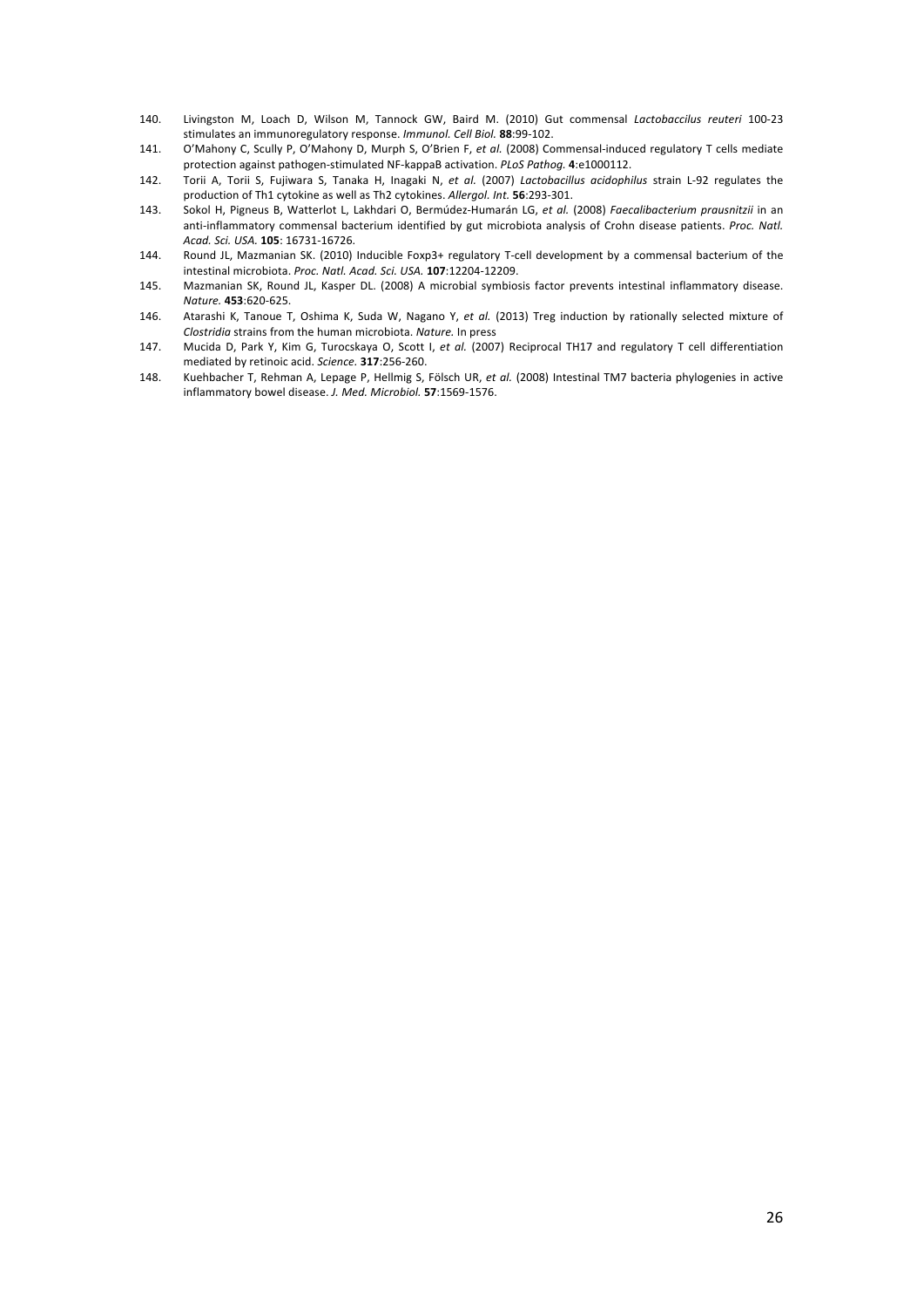140. Livingston M, Loach D, Wilson M, Tannock GW, Baird M. (2010) Gut commensal *Lactobaccilus reuteri* 100-23 stimulates an immunoregulatory response. *Immunol. Cell Biol.* **88**:99-102.
141. O'Mahony C, Scully P, O'Mahony D, Murph S, O'Brien F, *et al.* (2008) Commensal-induced regulatory T cells mediate protection against pathogen-stimulated NF-kappaB activation. *PLoS Pathog.* **4**:e1000112.
142. Torii A, Torii S, Fujiwara S, Tanaka H, Inagaki N, *et al.* (2007) *Lactobacillus acidophilus* strain L-92 regulates the production of Th1 cytokine as well as Th2 cytokines. *Allergol. Int.* **56**:293-301.
143. Sokol H, Pigneus B, Watterlot L, Lakhdari O, Bermúdez-Humarán LG, *et al.* (2008) *Faecalibacterium prausnitzii* in an anti-inflammatory commensal bacterium identified by gut microbiota analysis of Crohn disease patients. *Proc. Natl. Acad. Sci. USA.* **105**: 16731-16726.
144. Round JL, Mazmanian SK. (2010) Inducible Foxp3+ regulatory T-cell development by a commensal bacterium of the intestinal microbiota. *Proc. Natl. Acad. Sci. USA.* **107**:12204-12209.
145. Mazmanian SK, Round JL, Kasper DL. (2008) A microbial symbiosis factor prevents intestinal inflammatory disease. *Nature.* **453**:620-625.
146. Atarashi K, Tanoue T, Oshima K, Suda W, Nagano Y, *et al.* (2013) Treg induction by rationally selected mixture of *Clostridia* strains from the human microbiota. *Nature.* In press
147. Mucida D, Park Y, Kim G, Turocskaya O, Scott I, *et al.* (2007) Reciprocal TH17 and regulatory T cell differentiation mediated by retinoic acid. *Science.* **317**:256-260.
148. Kuehbacher T, Rehman A, Lepage P, Hellmig S, Fölsch UR, *et al.* (2008) Intestinal TM7 bacteria phylogenies in active inflammatory bowel disease. *J. Med. Microbiol.* **57**:1569-1576.